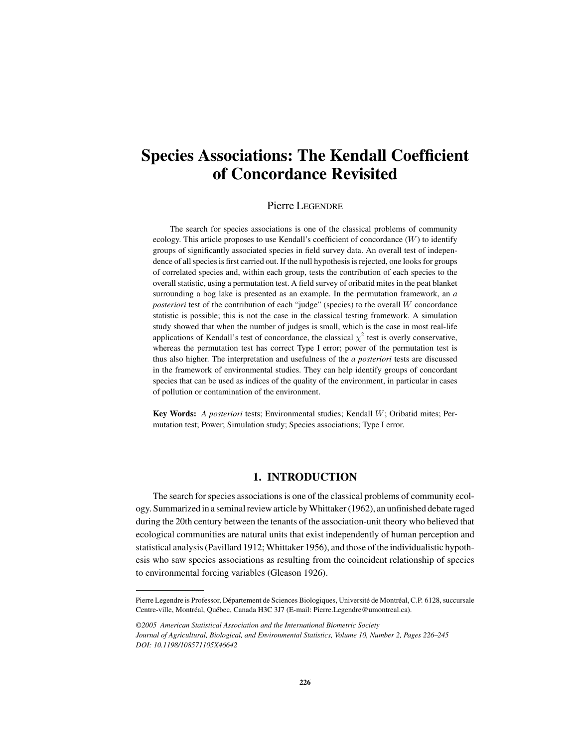# Species Associations: The Kendall Coefficient of Concordance Revisited

Pierre Legendre

The search for species associations is one of the classical problems of community ecology. This article proposes to use Kendall's coefficient of concordance ($W$) to identify groups of significantly associated species in field survey data. An overall test of independence of all species is first carried out. If the null hypothesis is rejected, one looks for groups of correlated species and, within each group, tests the contribution of each species to the overall statistic, using a permutation test. A field survey of oribatid mites in the peat blanket surrounding a bog lake is presented as an example. In the permutation framework, an *a posteriori* test of the contribution of each "judge" (species) to the overall $W$ concordance statistic is possible; this is not the case in the classical testing framework. A simulation study showed that when the number of judges is small, which is the case in most real-life applications of Kendall's test of concordance, the classical $\chi^2$ test is overly conservative, whereas the permutation test has correct Type I error; power of the permutation test is thus also higher. The interpretation and usefulness of the *a posteriori* tests are discussed in the framework of environmental studies. They can help identify groups of concordant species that can be used as indices of the quality of the environment, in particular in cases of pollution or contamination of the environment.

**Key Words:** *A posteriori* tests; Environmental studies; Kendall $W$; Oribatid mites; Permutation test; Power; Simulation study; Species associations; Type I error.

## 1. INTRODUCTION

The search for species associations is one of the classical problems of community ecology. Summarized in a seminal review article by Whittaker (1962), an unfinished debate raged during the 20th century between the tenants of the association-unit theory who believed that ecological communities are natural units that exist independently of human perception and statistical analysis (Pavillard 1912; Whittaker 1956), and those of the individualistic hypothesis who saw species associations as resulting from the coincident relationship of species to environmental forcing variables (Gleason 1926).

---

Pierre Legendre is Professor, Département de Sciences Biologiques, Université de Montréal, C.P. 6128, succursale Centre-ville, Montréal, Québec, Canada H3C 3J7 (E-mail: Pierre.Legendre@umontreal.ca).

*©2005 American Statistical Association and the International Biometric Society*
*Journal of Agricultural, Biological, and Environmental Statistics, Volume 10, Number 2, Pages 226–245*
*DOI: 10.1198/108571105X46642*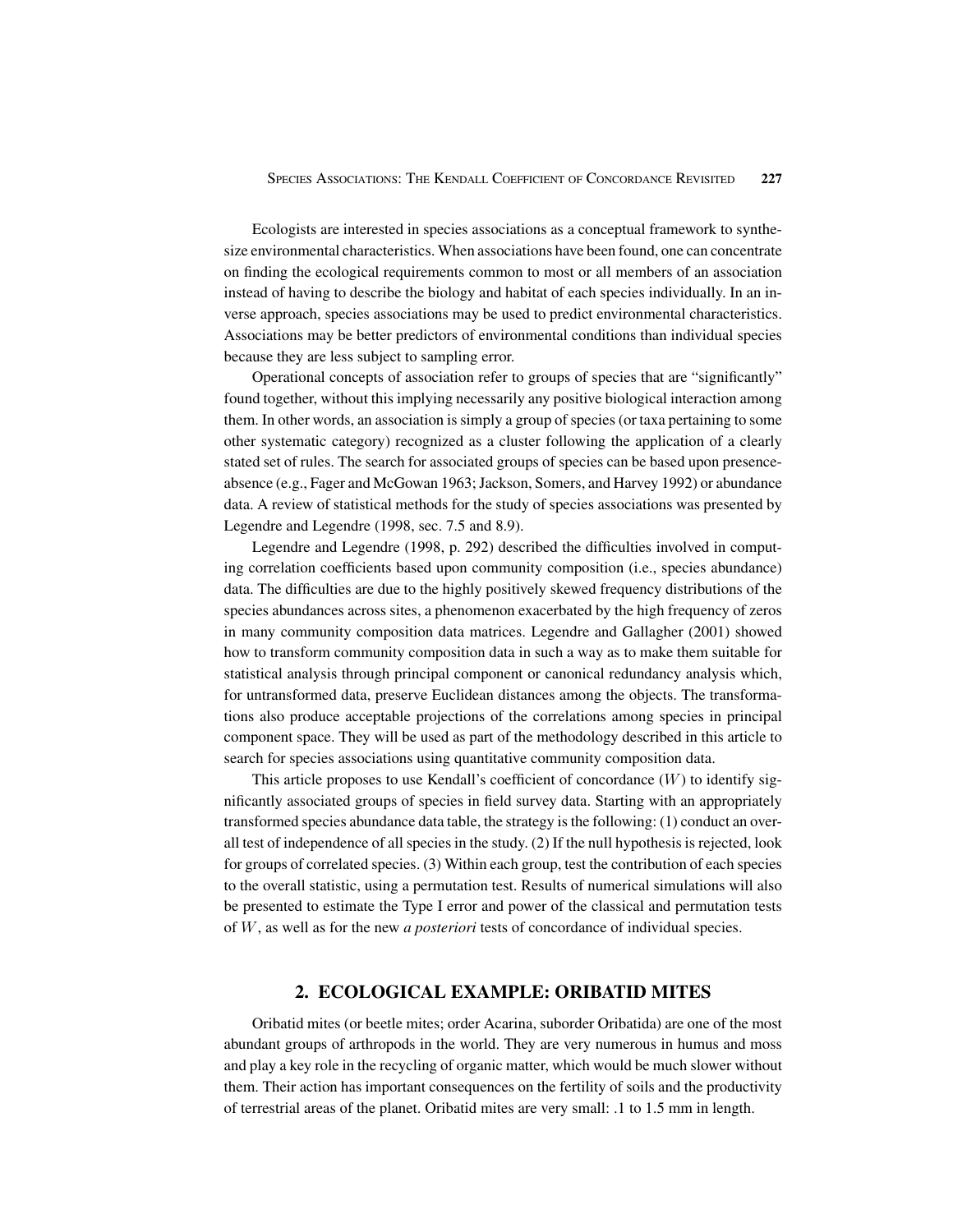Ecologists are interested in species associations as a conceptual framework to synthesize environmental characteristics. When associations have been found, one can concentrate on finding the ecological requirements common to most or all members of an association instead of having to describe the biology and habitat of each species individually. In an inverse approach, species associations may be used to predict environmental characteristics. Associations may be better predictors of environmental conditions than individual species because they are less subject to sampling error.

Operational concepts of association refer to groups of species that are "significantly" found together, without this implying necessarily any positive biological interaction among them. In other words, an association is simply a group of species (or taxa pertaining to some other systematic category) recognized as a cluster following the application of a clearly stated set of rules. The search for associated groups of species can be based upon presence-absence (e.g., Fager and McGowan 1963; Jackson, Somers, and Harvey 1992) or abundance data. A review of statistical methods for the study of species associations was presented by Legendre and Legendre (1998, sec. 7.5 and 8.9).

Legendre and Legendre (1998, p. 292) described the difficulties involved in computing correlation coefficients based upon community composition (i.e., species abundance) data. The difficulties are due to the highly positively skewed frequency distributions of the species abundances across sites, a phenomenon exacerbated by the high frequency of zeros in many community composition data matrices. Legendre and Gallagher (2001) showed how to transform community composition data in such a way as to make them suitable for statistical analysis through principal component or canonical redundancy analysis which, for untransformed data, preserve Euclidean distances among the objects. The transformations also produce acceptable projections of the correlations among species in principal component space. They will be used as part of the methodology described in this article to search for species associations using quantitative community composition data.

This article proposes to use Kendall's coefficient of concordance ($W$) to identify significantly associated groups of species in field survey data. Starting with an appropriately transformed species abundance data table, the strategy is the following: (1) conduct an overall test of independence of all species in the study. (2) If the null hypothesis is rejected, look for groups of correlated species. (3) Within each group, test the contribution of each species to the overall statistic, using a permutation test. Results of numerical simulations will also be presented to estimate the Type I error and power of the classical and permutation tests of $W$, as well as for the new *a posteriori* tests of concordance of individual species.

## 2. ECOLOGICAL EXAMPLE: ORIBATID MITES

Oribatid mites (or beetle mites; order Acarina, suborder Oribatida) are one of the most abundant groups of arthropods in the world. They are very numerous in humus and moss and play a key role in the recycling of organic matter, which would be much slower without them. Their action has important consequences on the fertility of soils and the productivity of terrestrial areas of the planet. Oribatid mites are very small: .1 to 1.5 mm in length.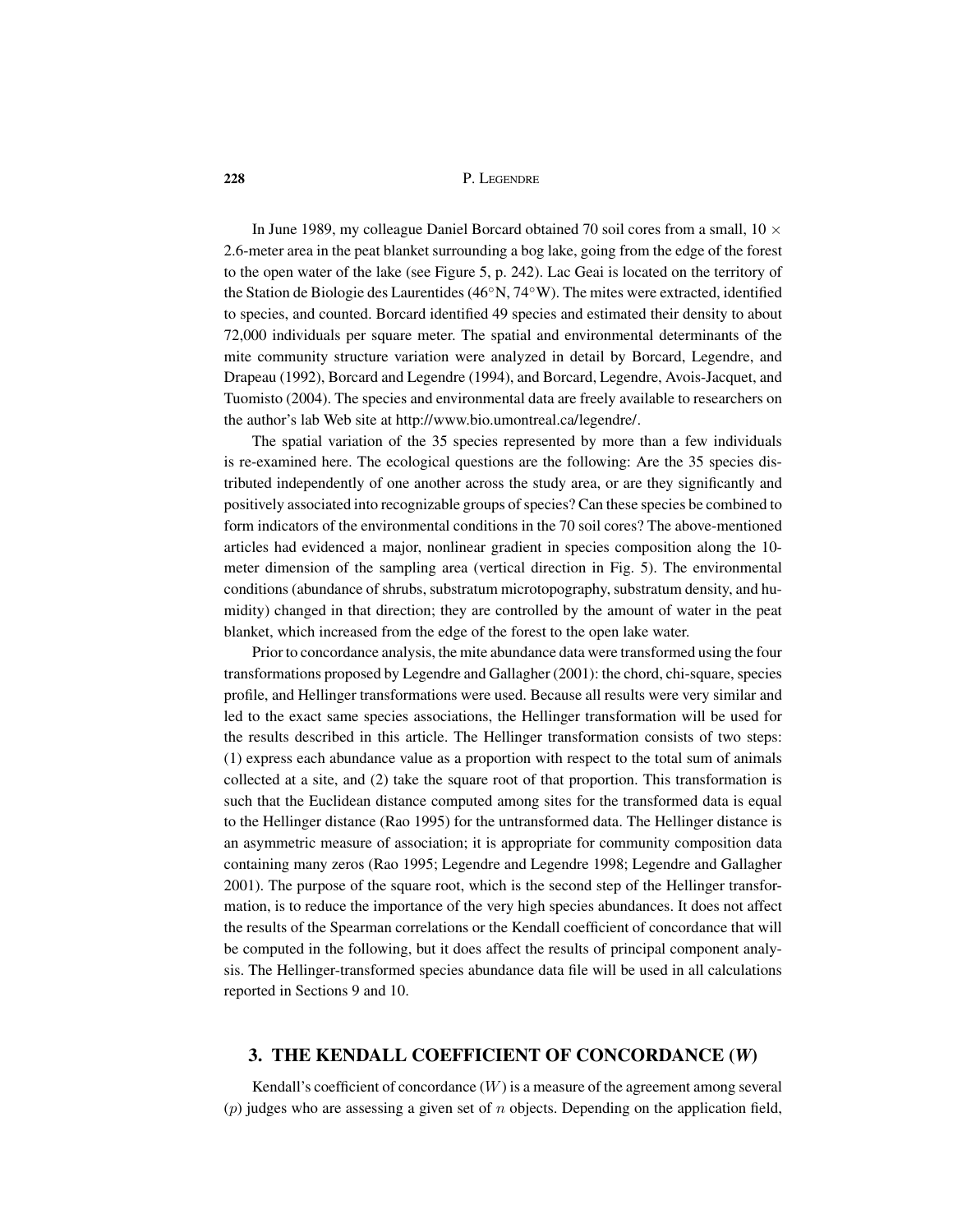In June 1989, my colleague Daniel Borcard obtained 70 soil cores from a small, $10 \times 2.6$-meter area in the peat blanket surrounding a bog lake, going from the edge of the forest to the open water of the lake (see Figure 5, p. 242). Lac Geai is located on the territory of the Station de Biologie des Laurentides (46°N, 74°W). The mites were extracted, identified to species, and counted. Borcard identified 49 species and estimated their density to about 72,000 individuals per square meter. The spatial and environmental determinants of the mite community structure variation were analyzed in detail by Borcard, Legendre, and Drapeau (1992), Borcard and Legendre (1994), and Borcard, Legendre, Avois-Jacquet, and Tuomisto (2004). The species and environmental data are freely available to researchers on the author's lab Web site at http://www.bio.umontreal.ca/legendre/.

The spatial variation of the 35 species represented by more than a few individuals is re-examined here. The ecological questions are the following: Are the 35 species distributed independently of one another across the study area, or are they significantly and positively associated into recognizable groups of species? Can these species be combined to form indicators of the environmental conditions in the 70 soil cores? The above-mentioned articles had evidenced a major, nonlinear gradient in species composition along the 10-meter dimension of the sampling area (vertical direction in Fig. 5). The environmental conditions (abundance of shrubs, substratum microtopography, substratum density, and humidity) changed in that direction; they are controlled by the amount of water in the peat blanket, which increased from the edge of the forest to the open lake water.

Prior to concordance analysis, the mite abundance data were transformed using the four transformations proposed by Legendre and Gallagher (2001): the chord, chi-square, species profile, and Hellinger transformations were used. Because all results were very similar and led to the exact same species associations, the Hellinger transformation will be used for the results described in this article. The Hellinger transformation consists of two steps: (1) express each abundance value as a proportion with respect to the total sum of animals collected at a site, and (2) take the square root of that proportion. This transformation is such that the Euclidean distance computed among sites for the transformed data is equal to the Hellinger distance (Rao 1995) for the untransformed data. The Hellinger distance is an asymmetric measure of association; it is appropriate for community composition data containing many zeros (Rao 1995; Legendre and Legendre 1998; Legendre and Gallagher 2001). The purpose of the square root, which is the second step of the Hellinger transformation, is to reduce the importance of the very high species abundances. It does not affect the results of the Spearman correlations or the Kendall coefficient of concordance that will be computed in the following, but it does affect the results of principal component analysis. The Hellinger-transformed species abundance data file will be used in all calculations reported in Sections 9 and 10.

## 3. THE KENDALL COEFFICIENT OF CONCORDANCE (*W*)

Kendall's coefficient of concordance ($W$) is a measure of the agreement among several ($p$) judges who are assessing a given set of $n$ objects. Depending on the application field,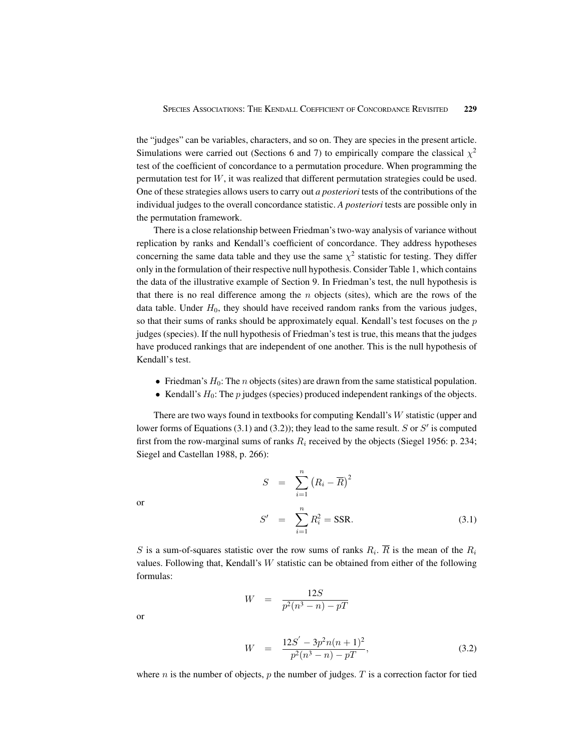the "judges" can be variables, characters, and so on. They are species in the present article. Simulations were carried out (Sections 6 and 7) to empirically compare the classical $\chi^2$ test of the coefficient of concordance to a permutation procedure. When programming the permutation test for $W$, it was realized that different permutation strategies could be used. One of these strategies allows users to carry out *a posteriori* tests of the contributions of the individual judges to the overall concordance statistic. *A posteriori* tests are possible only in the permutation framework.

There is a close relationship between Friedman's two-way analysis of variance without replication by ranks and Kendall's coefficient of concordance. They address hypotheses concerning the same data table and they use the same $\chi^2$ statistic for testing. They differ only in the formulation of their respective null hypothesis. Consider Table 1, which contains the data of the illustrative example of Section 9. In Friedman's test, the null hypothesis is that there is no real difference among the $n$ objects (sites), which are the rows of the data table. Under $H_0$, they should have received random ranks from the various judges, so that their sums of ranks should be approximately equal. Kendall's test focuses on the $p$ judges (species). If the null hypothesis of Friedman's test is true, this means that the judges have produced rankings that are independent of one another. This is the null hypothesis of Kendall's test.

- Friedman's $H_0$: The $n$ objects (sites) are drawn from the same statistical population.
- Kendall's $H_0$: The $p$ judges (species) produced independent rankings of the objects.

There are two ways found in textbooks for computing Kendall's $W$ statistic (upper and lower forms of Equations (3.1) and (3.2)); they lead to the same result. $S$ or $S'$ is computed first from the row-marginal sums of ranks $R_i$ received by the objects (Siegel 1956: p. 234; Siegel and Castellan 1988, p. 266):

$$S = \sum_{i=1}^{n} \left(R_i - \overline{R}\right)^2$$

or

$$S' = \sum_{i=1}^{n} R_i^2 = \text{SSR}. \tag{3.1}$$

$S$ is a sum-of-squares statistic over the row sums of ranks $R_i$. $\overline{R}$ is the mean of the $R_i$ values. Following that, Kendall's $W$ statistic can be obtained from either of the following formulas:

$$W = \frac{12S}{p^2(n^3 - n) - pT}$$

or

$$W = \frac{12S' - 3p^2 n(n+1)^2}{p^2(n^3 - n) - pT}, \tag{3.2}$$

where $n$ is the number of objects, $p$ the number of judges. $T$ is a correction factor for tied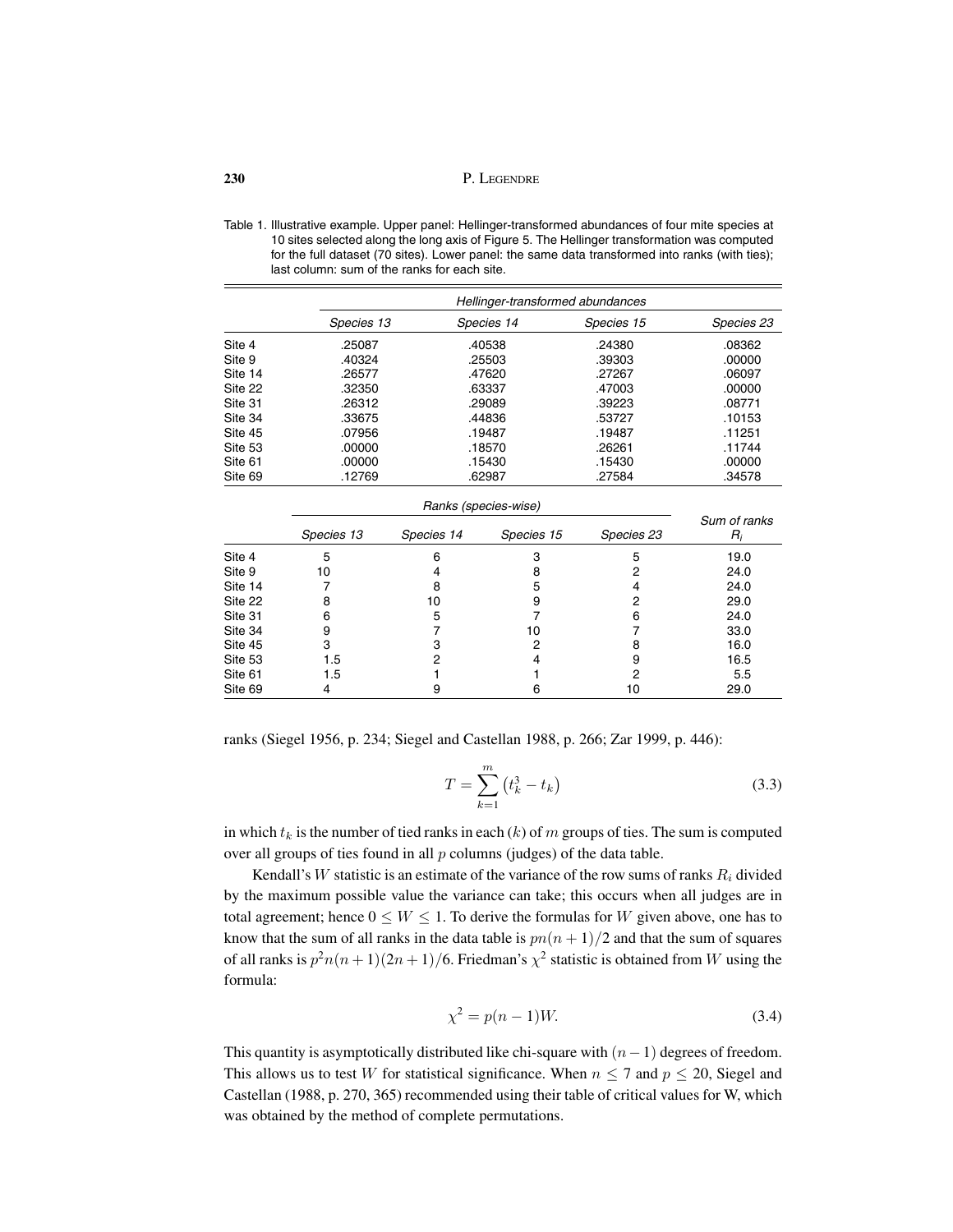Table 1. Illustrative example. Upper panel: Hellinger-transformed abundances of four mite species at 10 sites selected along the long axis of Figure 5. The Hellinger transformation was computed for the full dataset (70 sites). Lower panel: the same data transformed into ranks (with ties); last column: sum of the ranks for each site.

| | *Hellinger-transformed abundances* | | | |
|---|---|---|---|---|
| | *Species 13* | *Species 14* | *Species 15* | *Species 23* |
| Site 4 | .25087 | .40538 | .24380 | .08362 |
| Site 9 | .40324 | .25503 | .39303 | .00000 |
| Site 14 | .26577 | .47620 | .27267 | .06097 |
| Site 22 | .32350 | .63337 | .47003 | .00000 |
| Site 31 | .26312 | .29089 | .39223 | .08771 |
| Site 34 | .33675 | .44836 | .53727 | .10153 |
| Site 45 | .07956 | .19487 | .19487 | .11251 |
| Site 53 | .00000 | .18570 | .26261 | .11744 |
| Site 61 | .00000 | .15430 | .15430 | .00000 |
| Site 69 | .12769 | .62987 | .27584 | .34578 |

| | *Ranks (species-wise)* | | | | |
|---|---|---|---|---|---|
| | *Species 13* | *Species 14* | *Species 15* | *Species 23* | *Sum of ranks* $R_i$ |
| Site 4 | 5 | 6 | 3 | 5 | 19.0 |
| Site 9 | 10 | 4 | 8 | 2 | 24.0 |
| Site 14 | 7 | 8 | 5 | 4 | 24.0 |
| Site 22 | 8 | 10 | 9 | 2 | 29.0 |
| Site 31 | 6 | 5 | 7 | 6 | 24.0 |
| Site 34 | 9 | 7 | 10 | 7 | 33.0 |
| Site 45 | 3 | 3 | 2 | 8 | 16.0 |
| Site 53 | 1.5 | 2 | 4 | 9 | 16.5 |
| Site 61 | 1.5 | 1 | 1 | 2 | 5.5 |
| Site 69 | 4 | 9 | 6 | 10 | 29.0 |

ranks (Siegel 1956, p. 234; Siegel and Castellan 1988, p. 266; Zar 1999, p. 446):

$$T = \sum_{k=1}^{m} \left(t_k^3 - t_k\right) \tag{3.3}$$

in which $t_k$ is the number of tied ranks in each ($k$) of $m$ groups of ties. The sum is computed over all groups of ties found in all $p$ columns (judges) of the data table.

Kendall's $W$ statistic is an estimate of the variance of the row sums of ranks $R_i$ divided by the maximum possible value the variance can take; this occurs when all judges are in total agreement; hence $0 \leq W \leq 1$. To derive the formulas for $W$ given above, one has to know that the sum of all ranks in the data table is $pn(n+1)/2$ and that the sum of squares of all ranks is $p^2n(n+1)(2n+1)/6$. Friedman's $\chi^2$ statistic is obtained from $W$ using the formula:

$$\chi^2 = p(n-1)W. \tag{3.4}$$

This quantity is asymptotically distributed like chi-square with $(n-1)$ degrees of freedom. This allows us to test $W$ for statistical significance. When $n \leq 7$ and $p \leq 20$, Siegel and Castellan (1988, p. 270, 365) recommended using their table of critical values for W, which was obtained by the method of complete permutations.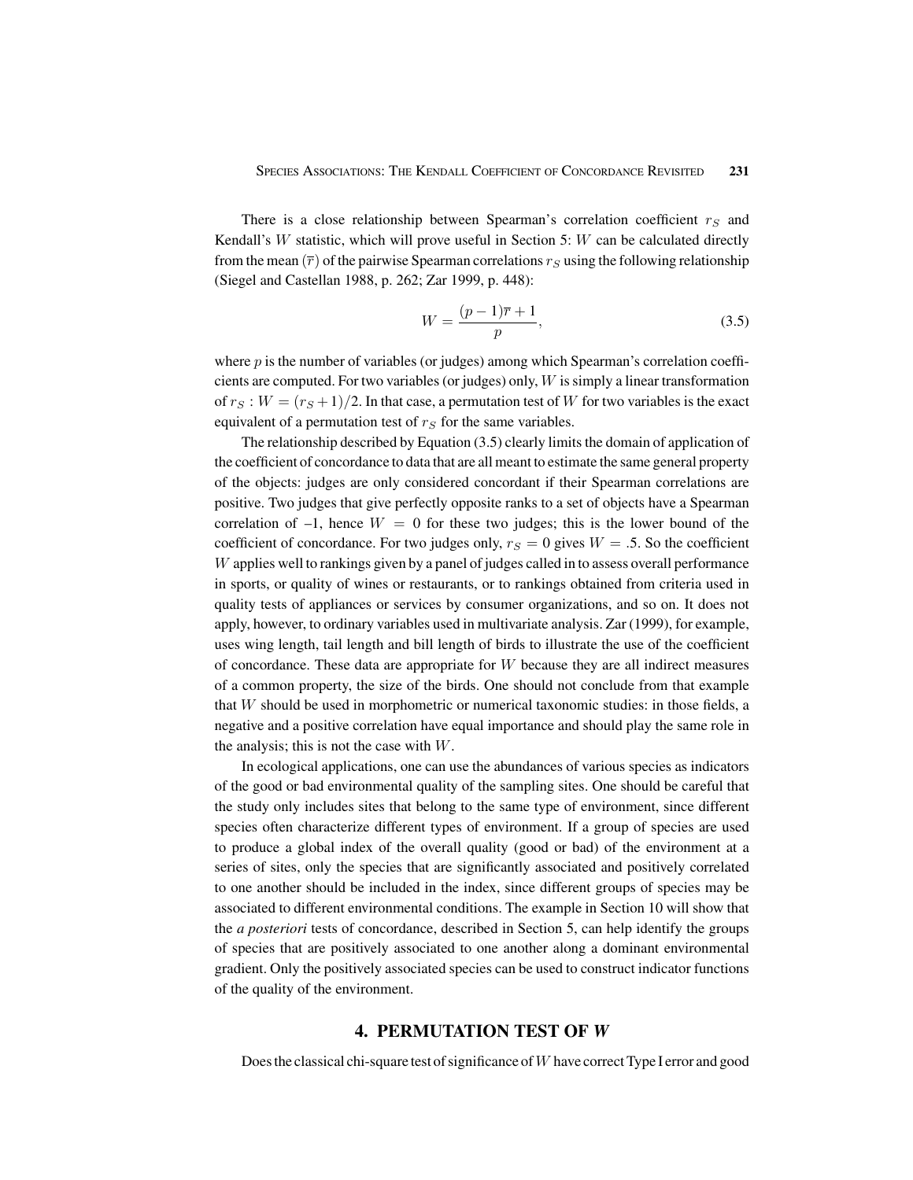There is a close relationship between Spearman's correlation coefficient $r_S$ and Kendall's $W$ statistic, which will prove useful in Section 5: $W$ can be calculated directly from the mean ($\overline{r}$) of the pairwise Spearman correlations $r_S$ using the following relationship (Siegel and Castellan 1988, p. 262; Zar 1999, p. 448):

$$W = \frac{(p-1)\overline{r} + 1}{p}, \tag{3.5}$$

where $p$ is the number of variables (or judges) among which Spearman's correlation coefficients are computed. For two variables (or judges) only, $W$ is simply a linear transformation of $r_S : W = (r_S + 1)/2$. In that case, a permutation test of $W$ for two variables is the exact equivalent of a permutation test of $r_S$ for the same variables.

The relationship described by Equation (3.5) clearly limits the domain of application of the coefficient of concordance to data that are all meant to estimate the same general property of the objects: judges are only considered concordant if their Spearman correlations are positive. Two judges that give perfectly opposite ranks to a set of objects have a Spearman correlation of –1, hence $W = 0$ for these two judges; this is the lower bound of the coefficient of concordance. For two judges only, $r_S = 0$ gives $W = .5$. So the coefficient $W$ applies well to rankings given by a panel of judges called in to assess overall performance in sports, or quality of wines or restaurants, or to rankings obtained from criteria used in quality tests of appliances or services by consumer organizations, and so on. It does not apply, however, to ordinary variables used in multivariate analysis. Zar (1999), for example, uses wing length, tail length and bill length of birds to illustrate the use of the coefficient of concordance. These data are appropriate for $W$ because they are all indirect measures of a common property, the size of the birds. One should not conclude from that example that $W$ should be used in morphometric or numerical taxonomic studies: in those fields, a negative and a positive correlation have equal importance and should play the same role in the analysis; this is not the case with $W$.

In ecological applications, one can use the abundances of various species as indicators of the good or bad environmental quality of the sampling sites. One should be careful that the study only includes sites that belong to the same type of environment, since different species often characterize different types of environment. If a group of species are used to produce a global index of the overall quality (good or bad) of the environment at a series of sites, only the species that are significantly associated and positively correlated to one another should be included in the index, since different groups of species may be associated to different environmental conditions. The example in Section 10 will show that the *a posteriori* tests of concordance, described in Section 5, can help identify the groups of species that are positively associated to one another along a dominant environmental gradient. Only the positively associated species can be used to construct indicator functions of the quality of the environment.

## 4. PERMUTATION TEST OF *W*

Does the classical chi-square test of significance of $W$ have correct Type I error and good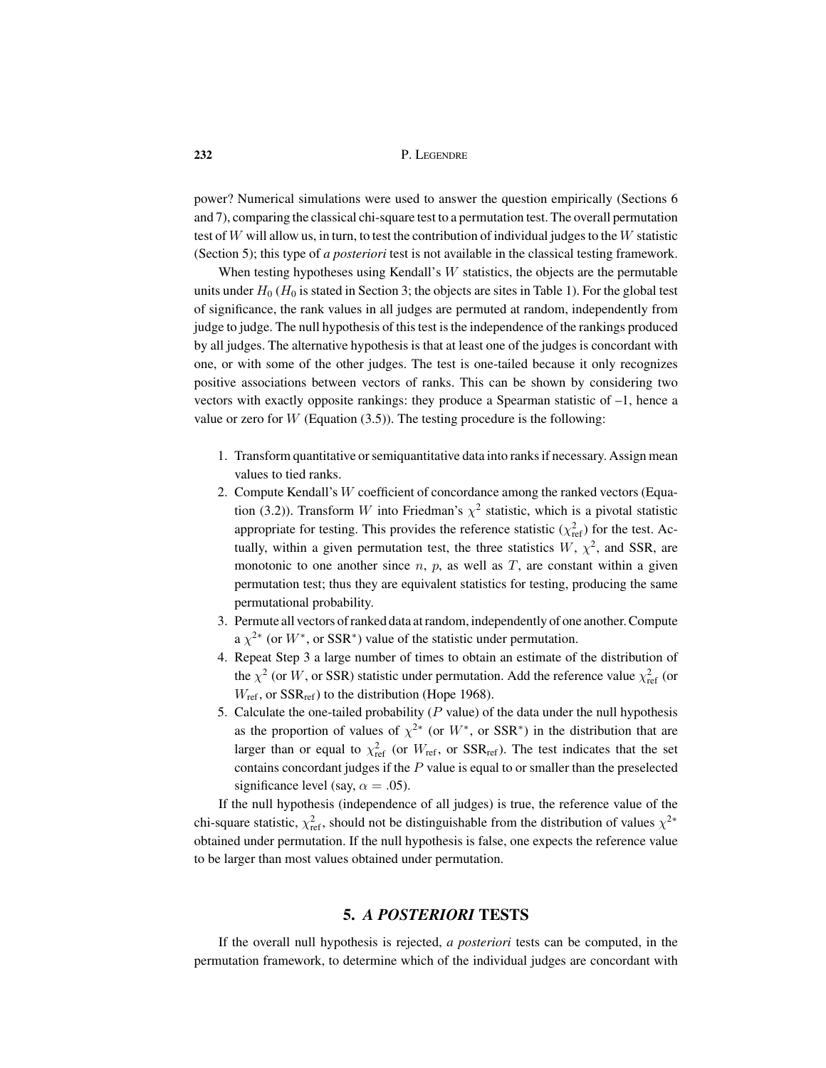power? Numerical simulations were used to answer the question empirically (Sections 6 and 7), comparing the classical chi-square test to a permutation test. The overall permutation test of $W$ will allow us, in turn, to test the contribution of individual judges to the $W$ statistic (Section 5); this type of *a posteriori* test is not available in the classical testing framework.

When testing hypotheses using Kendall's $W$ statistics, the objects are the permutable units under $H_0$ ($H_0$ is stated in Section 3; the objects are sites in Table 1). For the global test of significance, the rank values in all judges are permuted at random, independently from judge to judge. The null hypothesis of this test is the independence of the rankings produced by all judges. The alternative hypothesis is that at least one of the judges is concordant with one, or with some of the other judges. The test is one-tailed because it only recognizes positive associations between vectors of ranks. This can be shown by considering two vectors with exactly opposite rankings: they produce a Spearman statistic of –1, hence a value or zero for $W$ (Equation (3.5)). The testing procedure is the following:

1. Transform quantitative or semiquantitative data into ranks if necessary. Assign mean values to tied ranks.
2. Compute Kendall's $W$ coefficient of concordance among the ranked vectors (Equation (3.2)). Transform $W$ into Friedman's $\chi^2$ statistic, which is a pivotal statistic appropriate for testing. This provides the reference statistic ($\chi^2_{\text{ref}}$) for the test. Actually, within a given permutation test, the three statistics $W$, $\chi^2$, and SSR, are monotonic to one another since $n$, $p$, as well as $T$, are constant within a given permutation test; thus they are equivalent statistics for testing, producing the same permutational probability.
3. Permute all vectors of ranked data at random, independently of one another. Compute a $\chi^{2*}$ (or $W^*$, or $\text{SSR}^*$) value of the statistic under permutation.
4. Repeat Step 3 a large number of times to obtain an estimate of the distribution of the $\chi^2$ (or $W$, or SSR) statistic under permutation. Add the reference value $\chi^2_{\text{ref}}$ (or $W_{\text{ref}}$, or $\text{SSR}_{\text{ref}}$) to the distribution (Hope 1968).
5. Calculate the one-tailed probability ($P$ value) of the data under the null hypothesis as the proportion of values of $\chi^{2*}$ (or $W^*$, or $\text{SSR}^*$) in the distribution that are larger than or equal to $\chi^2_{\text{ref}}$ (or $W_{\text{ref}}$, or $\text{SSR}_{\text{ref}}$). The test indicates that the set contains concordant judges if the $P$ value is equal to or smaller than the preselected significance level (say, $\alpha = .05$).

If the null hypothesis (independence of all judges) is true, the reference value of the chi-square statistic, $\chi^2_{\text{ref}}$, should not be distinguishable from the distribution of values $\chi^{2*}$ obtained under permutation. If the null hypothesis is false, one expects the reference value to be larger than most values obtained under permutation.

## 5. *A POSTERIORI* TESTS

If the overall null hypothesis is rejected, *a posteriori* tests can be computed, in the permutation framework, to determine which of the individual judges are concordant with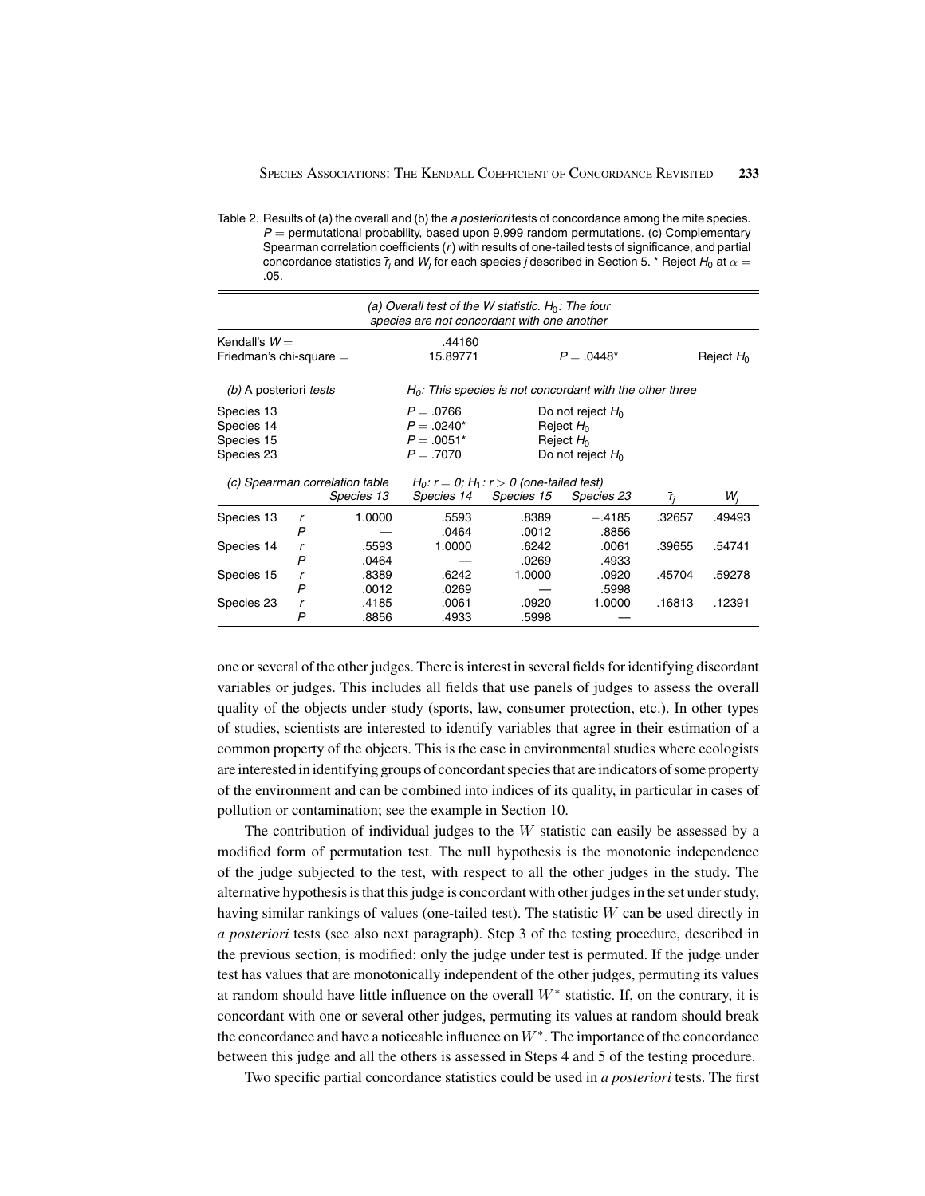Table 2. Results of (a) the overall and (b) the *a posteriori* tests of concordance among the mite species. $P$ = permutational probability, based upon 9,999 random permutations. (c) Complementary Spearman correlation coefficients ($r$) with results of one-tailed tests of significance, and partial concordance statistics $\bar{r}_j$ and $W_j$ for each species $j$ described in Section 5. * Reject $H_0$ at $\alpha$ = .05.

| (a) Overall test of the W statistic. $H_0$: The four species are not concordant with one another | | | | | | | |
|---|---|---|---|---|---|---|---|
| Kendall's $W$ = | | | .44160 | | | | |
| Friedman's chi-square = | | | 15.89771 | | $P$ = .0448* | | Reject $H_0$ |

| (b) *A posteriori tests* | $H_0$: This species is not concordant with the other three | |
|---|---|---|
| Species 13 | $P$ = .0766 | Do not reject $H_0$ |
| Species 14 | $P$ = .0240* | Reject $H_0$ |
| Species 15 | $P$ = .0051* | Reject $H_0$ |
| Species 23 | $P$ = .7070 | Do not reject $H_0$ |

| (c) Spearman correlation table | | Species 13 | Species 14 | Species 15 | Species 23 | $\bar{r}_j$ | $W_j$ |
|---|---|---|---|---|---|---|---|
| | | | $H_0$: $r = 0$; $H_1$: $r > 0$ (one-tailed test) | | | | |
| Species 13 | $r$ | 1.0000 | .5593 | .8389 | −.4185 | .32657 | .49493 |
| | $P$ | — | .0464 | .0012 | .8856 | | |
| Species 14 | $r$ | .5593 | 1.0000 | .6242 | .0061 | .39655 | .54741 |
| | $P$ | .0464 | — | .0269 | .4933 | | |
| Species 15 | $r$ | .8389 | .6242 | 1.0000 | −.0920 | .45704 | .59278 |
| | $P$ | .0012 | .0269 | — | .5998 | | |
| Species 23 | $r$ | −.4185 | .0061 | −.0920 | 1.0000 | −.16813 | .12391 |
| | $P$ | .8856 | .4933 | .5998 | — | | |

one or several of the other judges. There is interest in several fields for identifying discordant variables or judges. This includes all fields that use panels of judges to assess the overall quality of the objects under study (sports, law, consumer protection, etc.). In other types of studies, scientists are interested to identify variables that agree in their estimation of a common property of the objects. This is the case in environmental studies where ecologists are interested in identifying groups of concordant species that are indicators of some property of the environment and can be combined into indices of its quality, in particular in cases of pollution or contamination; see the example in Section 10.

The contribution of individual judges to the $W$ statistic can easily be assessed by a modified form of permutation test. The null hypothesis is the monotonic independence of the judge subjected to the test, with respect to all the other judges in the study. The alternative hypothesis is that this judge is concordant with other judges in the set under study, having similar rankings of values (one-tailed test). The statistic $W$ can be used directly in *a posteriori* tests (see also next paragraph). Step 3 of the testing procedure, described in the previous section, is modified: only the judge under test is permuted. If the judge under test has values that are monotonically independent of the other judges, permuting its values at random should have little influence on the overall $W^*$ statistic. If, on the contrary, it is concordant with one or several other judges, permuting its values at random should break the concordance and have a noticeable influence on $W^*$. The importance of the concordance between this judge and all the others is assessed in Steps 4 and 5 of the testing procedure.

Two specific partial concordance statistics could be used in *a posteriori* tests. The first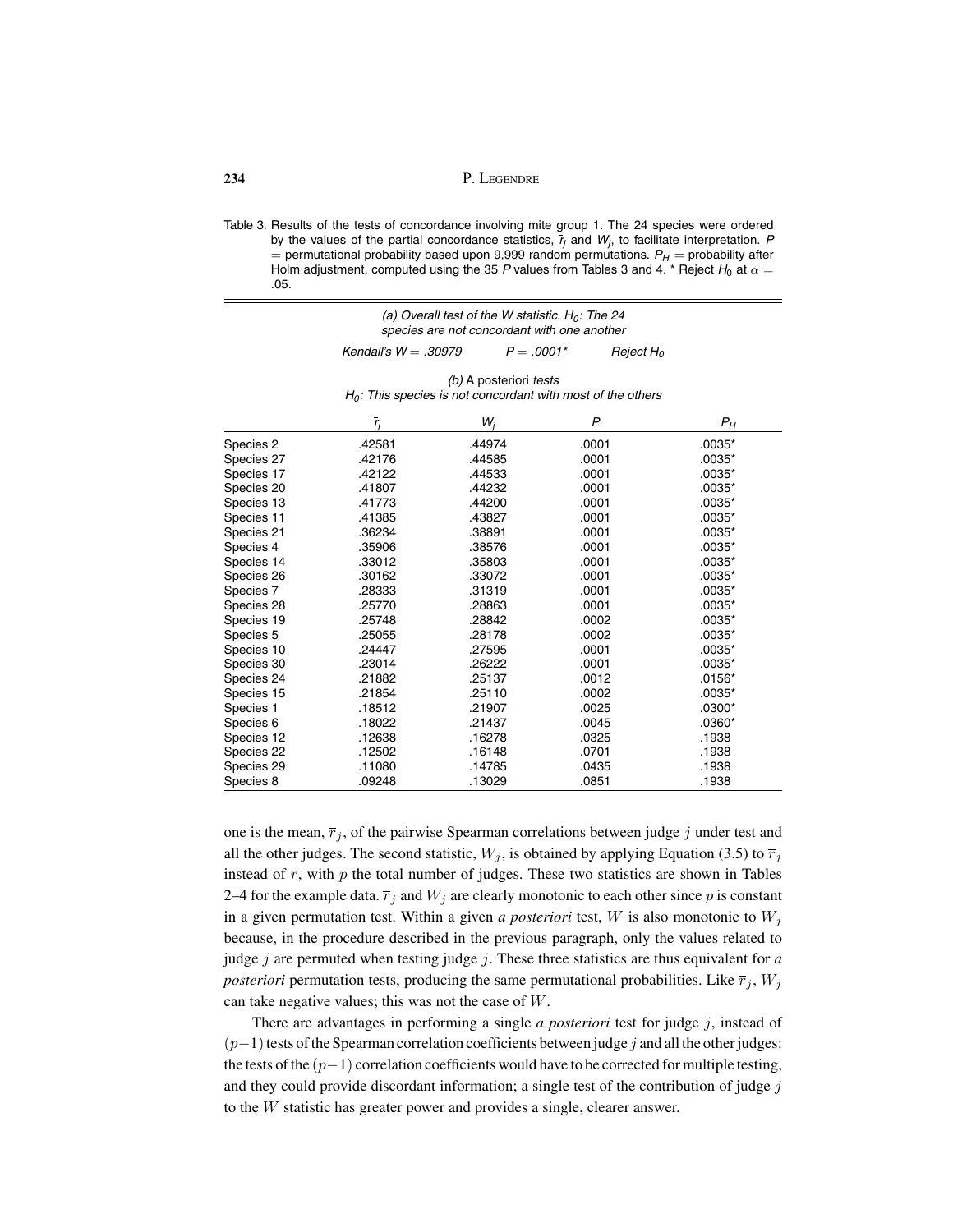Table 3. Results of the tests of concordance involving mite group 1. The 24 species were ordered by the values of the partial concordance statistics, $\bar{r}_j$ and $W_j$, to facilitate interpretation. $P$ = permutational probability based upon 9,999 random permutations. $P_H$ = probability after Holm adjustment, computed using the 35 $P$ values from Tables 3 and 4. * Reject $H_0$ at $\alpha = .05$.

*(a) Overall test of the W statistic. $H_0$: The 24 species are not concordant with one another*

*Kendall's $W = .30979$ $P = .0001$* Reject $H_0$*

*(b)* A posteriori *tests*
*$H_0$: This species is not concordant with most of the others*

| | $\bar{r}_j$ | $W_j$ | $P$ | $P_H$ |
|---|---|---|---|---|
| Species 2 | .42581 | .44974 | .0001 | .0035* |
| Species 27 | .42176 | .44585 | .0001 | .0035* |
| Species 17 | .42122 | .44533 | .0001 | .0035* |
| Species 20 | .41807 | .44232 | .0001 | .0035* |
| Species 13 | .41773 | .44200 | .0001 | .0035* |
| Species 11 | .41385 | .43827 | .0001 | .0035* |
| Species 21 | .36234 | .38891 | .0001 | .0035* |
| Species 4 | .35906 | .38576 | .0001 | .0035* |
| Species 14 | .33012 | .35803 | .0001 | .0035* |
| Species 26 | .30162 | .33072 | .0001 | .0035* |
| Species 7 | .28333 | .31319 | .0001 | .0035* |
| Species 28 | .25770 | .28863 | .0001 | .0035* |
| Species 19 | .25748 | .28842 | .0002 | .0035* |
| Species 5 | .25055 | .28178 | .0002 | .0035* |
| Species 10 | .24447 | .27595 | .0001 | .0035* |
| Species 30 | .23014 | .26222 | .0001 | .0035* |
| Species 24 | .21882 | .25137 | .0012 | .0156* |
| Species 15 | .21854 | .25110 | .0002 | .0035* |
| Species 1 | .18512 | .21907 | .0025 | .0300* |
| Species 6 | .18022 | .21437 | .0045 | .0360* |
| Species 12 | .12638 | .16278 | .0325 | .1938 |
| Species 22 | .12502 | .16148 | .0701 | .1938 |
| Species 29 | .11080 | .14785 | .0435 | .1938 |
| Species 8 | .09248 | .13029 | .0851 | .1938 |

one is the mean, $\overline{r}_j$, of the pairwise Spearman correlations between judge $j$ under test and all the other judges. The second statistic, $W_j$, is obtained by applying Equation (3.5) to $\overline{r}_j$ instead of $\overline{r}$, with $p$ the total number of judges. These two statistics are shown in Tables 2–4 for the example data. $\overline{r}_j$ and $W_j$ are clearly monotonic to each other since $p$ is constant in a given permutation test. Within a given *a posteriori* test, $W$ is also monotonic to $W_j$ because, in the procedure described in the previous paragraph, only the values related to judge $j$ are permuted when testing judge $j$. These three statistics are thus equivalent for *a posteriori* permutation tests, producing the same permutational probabilities. Like $\overline{r}_j$, $W_j$ can take negative values; this was not the case of $W$.

There are advantages in performing a single *a posteriori* test for judge $j$, instead of $(p-1)$ tests of the Spearman correlation coefficients between judge $j$ and all the other judges: the tests of the $(p-1)$ correlation coefficients would have to be corrected for multiple testing, and they could provide discordant information; a single test of the contribution of judge $j$ to the $W$ statistic has greater power and provides a single, clearer answer.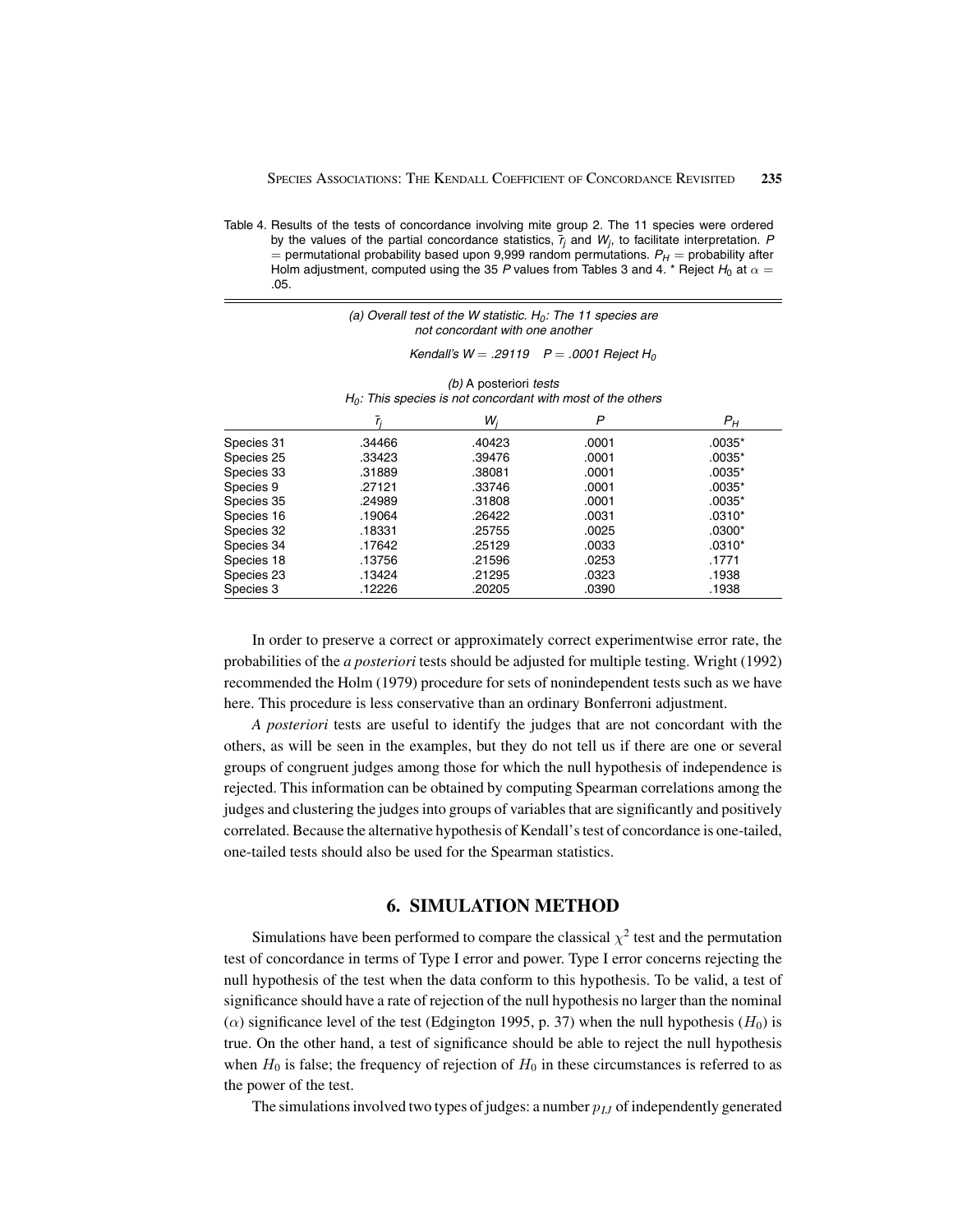Table 4. Results of the tests of concordance involving mite group 2. The 11 species were ordered by the values of the partial concordance statistics, $\bar{r}_j$ and $W_j$, to facilitate interpretation. $P$ = permutational probability based upon 9,999 random permutations. $P_H$ = probability after Holm adjustment, computed using the 35 $P$ values from Tables 3 and 4. * Reject $H_0$ at $\alpha$ = .05.

*(a) Overall test of the W statistic. $H_0$: The 11 species are not concordant with one another*

*Kendall's $W = .29119$ $P = .0001$ Reject $H_0$*

*(b)* A posteriori *tests*
*$H_0$: This species is not concordant with most of the others*

| | $\bar{r}_j$ | $W_j$ | $P$ | $P_H$ |
|---|---|---|---|---|
| Species 31 | .34466 | .40423 | .0001 | .0035* |
| Species 25 | .33423 | .39476 | .0001 | .0035* |
| Species 33 | .31889 | .38081 | .0001 | .0035* |
| Species 9 | .27121 | .33746 | .0001 | .0035* |
| Species 35 | .24989 | .31808 | .0001 | .0035* |
| Species 16 | .19064 | .26422 | .0031 | .0310* |
| Species 32 | .18331 | .25755 | .0025 | .0300* |
| Species 34 | .17642 | .25129 | .0033 | .0310* |
| Species 18 | .13756 | .21596 | .0253 | .1771 |
| Species 23 | .13424 | .21295 | .0323 | .1938 |
| Species 3 | .12226 | .20205 | .0390 | .1938 |

In order to preserve a correct or approximately correct experimentwise error rate, the probabilities of the *a posteriori* tests should be adjusted for multiple testing. Wright (1992) recommended the Holm (1979) procedure for sets of nonindependent tests such as we have here. This procedure is less conservative than an ordinary Bonferroni adjustment.

*A posteriori* tests are useful to identify the judges that are not concordant with the others, as will be seen in the examples, but they do not tell us if there are one or several groups of congruent judges among those for which the null hypothesis of independence is rejected. This information can be obtained by computing Spearman correlations among the judges and clustering the judges into groups of variables that are significantly and positively correlated. Because the alternative hypothesis of Kendall's test of concordance is one-tailed, one-tailed tests should also be used for the Spearman statistics.

## 6. SIMULATION METHOD

Simulations have been performed to compare the classical $\chi^2$ test and the permutation test of concordance in terms of Type I error and power. Type I error concerns rejecting the null hypothesis of the test when the data conform to this hypothesis. To be valid, a test of significance should have a rate of rejection of the null hypothesis no larger than the nominal ($\alpha$) significance level of the test (Edgington 1995, p. 37) when the null hypothesis ($H_0$) is true. On the other hand, a test of significance should be able to reject the null hypothesis when $H_0$ is false; the frequency of rejection of $H_0$ in these circumstances is referred to as the power of the test.

The simulations involved two types of judges: a number $p_{IJ}$ of independently generated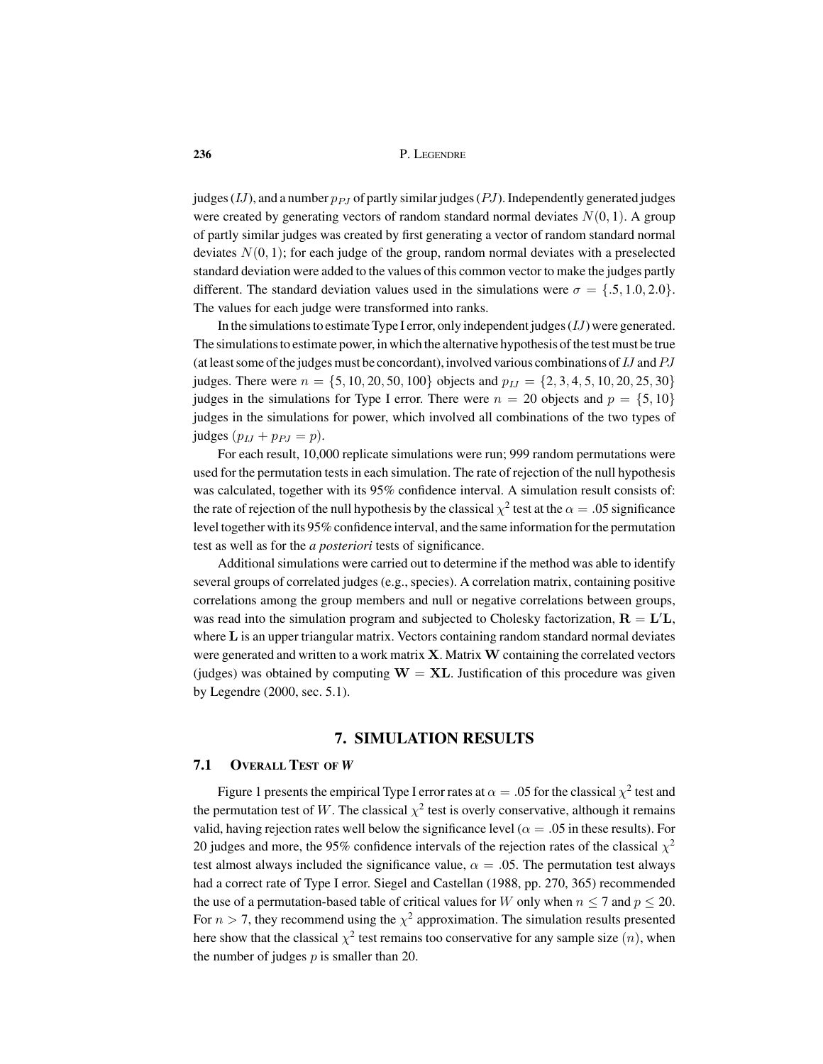judges ($IJ$), and a number $p_{PJ}$ of partly similar judges ($PJ$). Independently generated judges were created by generating vectors of random standard normal deviates $N(0, 1)$. A group of partly similar judges was created by first generating a vector of random standard normal deviates $N(0, 1)$; for each judge of the group, random normal deviates with a preselected standard deviation were added to the values of this common vector to make the judges partly different. The standard deviation values used in the simulations were $\sigma = \{.5, 1.0, 2.0\}$. The values for each judge were transformed into ranks.

In the simulations to estimate Type I error, only independent judges ($IJ$) were generated. The simulations to estimate power, in which the alternative hypothesis of the test must be true (at least some of the judges must be concordant), involved various combinations of $IJ$ and $PJ$ judges. There were $n = \{5, 10, 20, 50, 100\}$ objects and $p_{IJ} = \{2, 3, 4, 5, 10, 20, 25, 30\}$ judges in the simulations for Type I error. There were $n = 20$ objects and $p = \{5, 10\}$ judges in the simulations for power, which involved all combinations of the two types of judges ($p_{IJ} + p_{PJ} = p$).

For each result, 10,000 replicate simulations were run; 999 random permutations were used for the permutation tests in each simulation. The rate of rejection of the null hypothesis was calculated, together with its 95% confidence interval. A simulation result consists of: the rate of rejection of the null hypothesis by the classical $\chi^2$ test at the $\alpha = .05$ significance level together with its 95% confidence interval, and the same information for the permutation test as well as for the *a posteriori* tests of significance.

Additional simulations were carried out to determine if the method was able to identify several groups of correlated judges (e.g., species). A correlation matrix, containing positive correlations among the group members and null or negative correlations between groups, was read into the simulation program and subjected to Cholesky factorization, $\mathbf{R} = \mathbf{L}'\mathbf{L}$, where $\mathbf{L}$ is an upper triangular matrix. Vectors containing random standard normal deviates were generated and written to a work matrix $\mathbf{X}$. Matrix $\mathbf{W}$ containing the correlated vectors (judges) was obtained by computing $\mathbf{W} = \mathbf{XL}$. Justification of this procedure was given by Legendre (2000, sec. 5.1).

## 7. SIMULATION RESULTS

### 7.1 OVERALL TEST OF *W*

Figure 1 presents the empirical Type I error rates at $\alpha = .05$ for the classical $\chi^2$ test and the permutation test of $W$. The classical $\chi^2$ test is overly conservative, although it remains valid, having rejection rates well below the significance level ($\alpha = .05$ in these results). For 20 judges and more, the 95% confidence intervals of the rejection rates of the classical $\chi^2$ test almost always included the significance value, $\alpha = .05$. The permutation test always had a correct rate of Type I error. Siegel and Castellan (1988, pp. 270, 365) recommended the use of a permutation-based table of critical values for $W$ only when $n \leq 7$ and $p \leq 20$. For $n > 7$, they recommend using the $\chi^2$ approximation. The simulation results presented here show that the classical $\chi^2$ test remains too conservative for any sample size ($n$), when the number of judges $p$ is smaller than 20.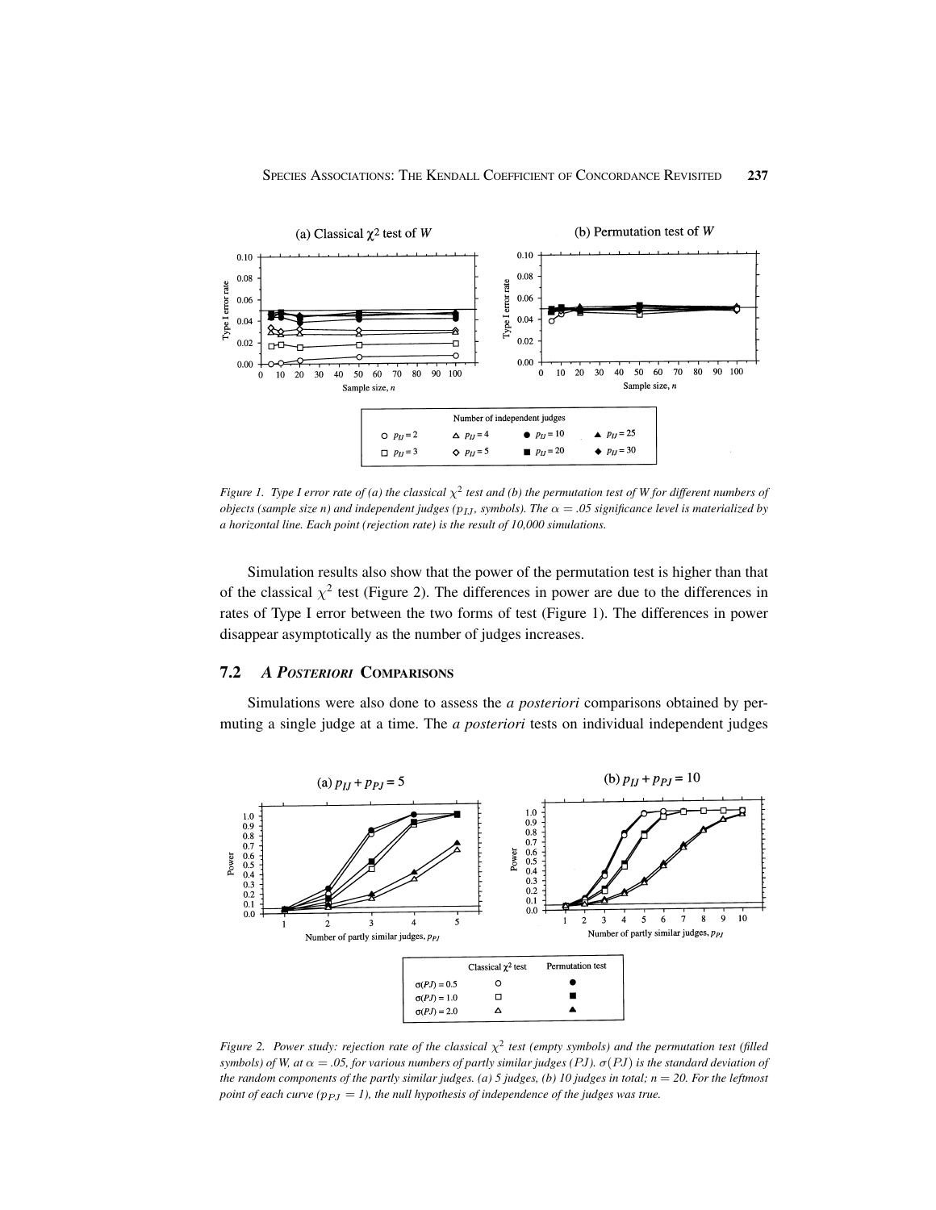Figure 1. Type I error rate of (a) the classical $\chi^2$ test and (b) the permutation test of W for different numbers of objects (sample size n) and independent judges ($p_{IJ}$, symbols). The $\alpha = .05$ significance level is materialized by a horizontal line. Each point (rejection rate) is the result of 10,000 simulations.

Simulation results also show that the power of the permutation test is higher than that of the classical $\chi^2$ test (Figure 2). The differences in power are due to the differences in rates of Type I error between the two forms of test (Figure 1). The differences in power disappear asymptotically as the number of judges increases.

## 7.2 *A Posteriori* Comparisons

Simulations were also done to assess the *a posteriori* comparisons obtained by permuting a single judge at a time. The *a posteriori* tests on individual independent judges

Figure 2. Power study: rejection rate of the classical $\chi^2$ test (empty symbols) and the permutation test (filled symbols) of W, at $\alpha = .05$, for various numbers of partly similar judges (PJ). $\sigma(PJ)$ is the standard deviation of the random components of the partly similar judges. (a) 5 judges, (b) 10 judges in total; $n = 20$. For the leftmost point of each curve ($p_{PJ} = 1$), the null hypothesis of independence of the judges was true.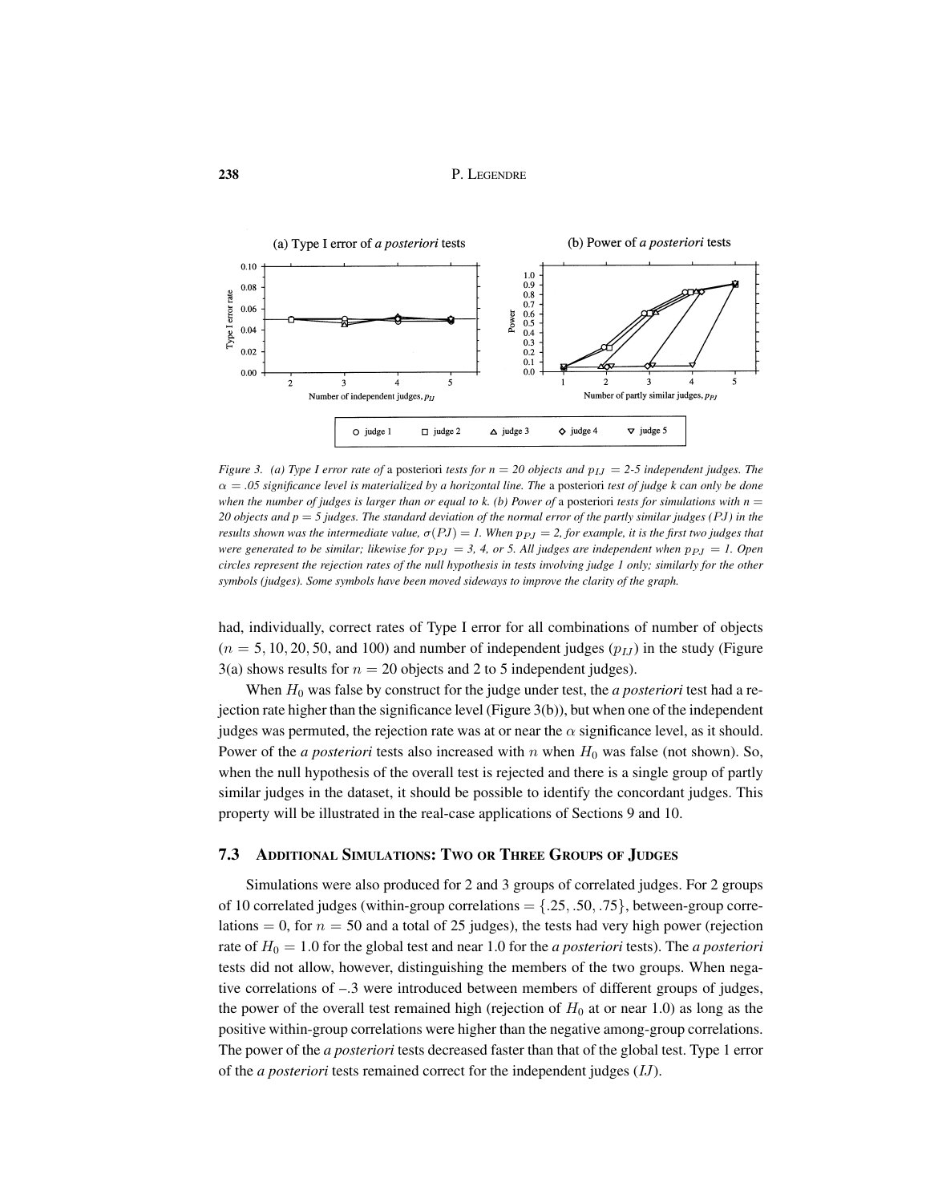*Figure 3.* *(a) Type I error rate of* a posteriori *tests for n = 20 objects and* $p_{IJ}$ *= 2-5 independent judges. The* $\alpha$ *= .05 significance level is materialized by a horizontal line. The* a posteriori *test of judge k can only be done when the number of judges is larger than or equal to k. (b) Power of* a posteriori *tests for simulations with n = 20 objects and p = 5 judges. The standard deviation of the normal error of the partly similar judges (PJ) in the results shown was the intermediate value,* $\sigma(PJ) = 1$*. When* $p_{PJ} = 2$*, for example, it is the first two judges that were generated to be similar; likewise for* $p_{PJ}$ *= 3, 4, or 5. All judges are independent when* $p_{PJ} = 1$*. Open circles represent the rejection rates of the null hypothesis in tests involving judge 1 only; similarly for the other symbols (judges). Some symbols have been moved sideways to improve the clarity of the graph.*

had, individually, correct rates of Type I error for all combinations of number of objects ($n = 5, 10, 20, 50$, and 100) and number of independent judges ($p_{IJ}$) in the study (Figure 3(a) shows results for $n = 20$ objects and 2 to 5 independent judges).

When $H_0$ was false by construct for the judge under test, the *a posteriori* test had a rejection rate higher than the significance level (Figure 3(b)), but when one of the independent judges was permuted, the rejection rate was at or near the $\alpha$ significance level, as it should. Power of the *a posteriori* tests also increased with $n$ when $H_0$ was false (not shown). So, when the null hypothesis of the overall test is rejected and there is a single group of partly similar judges in the dataset, it should be possible to identify the concordant judges. This property will be illustrated in the real-case applications of Sections 9 and 10.

### 7.3 Additional Simulations: Two or Three Groups of Judges

Simulations were also produced for 2 and 3 groups of correlated judges. For 2 groups of 10 correlated judges (within-group correlations = $\{.25, .50, .75\}$, between-group correlations = 0, for $n = 50$ and a total of 25 judges), the tests had very high power (rejection rate of $H_0 = 1.0$ for the global test and near 1.0 for the *a posteriori* tests). The *a posteriori* tests did not allow, however, distinguishing the members of the two groups. When negative correlations of –.3 were introduced between members of different groups of judges, the power of the overall test remained high (rejection of $H_0$ at or near 1.0) as long as the positive within-group correlations were higher than the negative among-group correlations. The power of the *a posteriori* tests decreased faster than that of the global test. Type 1 error of the *a posteriori* tests remained correct for the independent judges ($IJ$).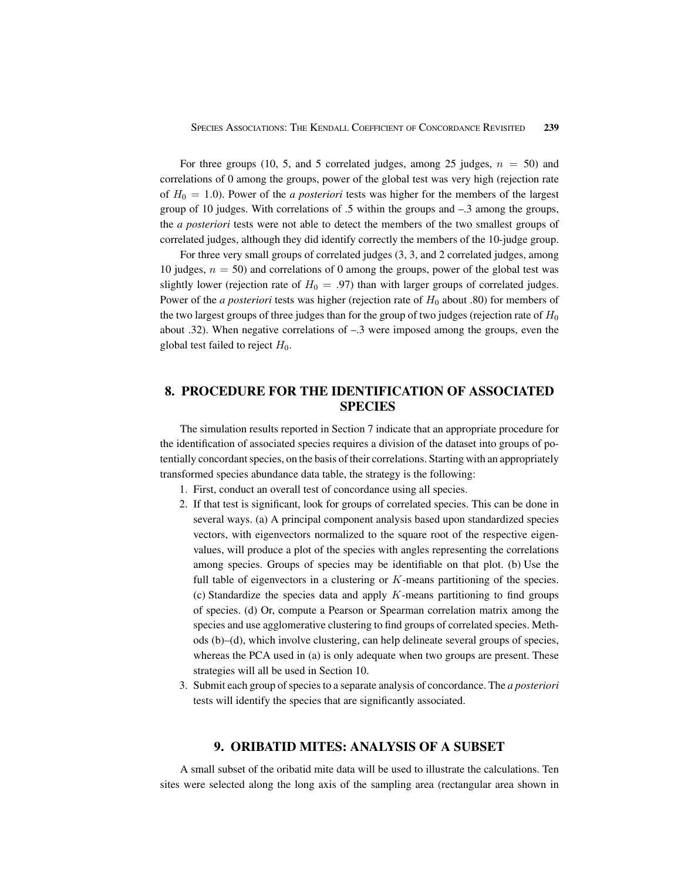For three groups (10, 5, and 5 correlated judges, among 25 judges, $n = 50$) and correlations of 0 among the groups, power of the global test was very high (rejection rate of $H_0 = 1.0$). Power of the *a posteriori* tests was higher for the members of the largest group of 10 judges. With correlations of .5 within the groups and –.3 among the groups, the *a posteriori* tests were not able to detect the members of the two smallest groups of correlated judges, although they did identify correctly the members of the 10-judge group.

For three very small groups of correlated judges (3, 3, and 2 correlated judges, among 10 judges, $n = 50$) and correlations of 0 among the groups, power of the global test was slightly lower (rejection rate of $H_0 = .97$) than with larger groups of correlated judges. Power of the *a posteriori* tests was higher (rejection rate of $H_0$ about .80) for members of the two largest groups of three judges than for the group of two judges (rejection rate of $H_0$ about .32). When negative correlations of –.3 were imposed among the groups, even the global test failed to reject $H_0$.

## 8. PROCEDURE FOR THE IDENTIFICATION OF ASSOCIATED SPECIES

The simulation results reported in Section 7 indicate that an appropriate procedure for the identification of associated species requires a division of the dataset into groups of potentially concordant species, on the basis of their correlations. Starting with an appropriately transformed species abundance data table, the strategy is the following:

1. First, conduct an overall test of concordance using all species.
2. If that test is significant, look for groups of correlated species. This can be done in several ways. (a) A principal component analysis based upon standardized species vectors, with eigenvectors normalized to the square root of the respective eigenvalues, will produce a plot of the species with angles representing the correlations among species. Groups of species may be identifiable on that plot. (b) Use the full table of eigenvectors in a clustering or $K$-means partitioning of the species. (c) Standardize the species data and apply $K$-means partitioning to find groups of species. (d) Or, compute a Pearson or Spearman correlation matrix among the species and use agglomerative clustering to find groups of correlated species. Methods (b)–(d), which involve clustering, can help delineate several groups of species, whereas the PCA used in (a) is only adequate when two groups are present. These strategies will all be used in Section 10.
3. Submit each group of species to a separate analysis of concordance. The *a posteriori* tests will identify the species that are significantly associated.

## 9. ORIBATID MITES: ANALYSIS OF A SUBSET

A small subset of the oribatid mite data will be used to illustrate the calculations. Ten sites were selected along the long axis of the sampling area (rectangular area shown in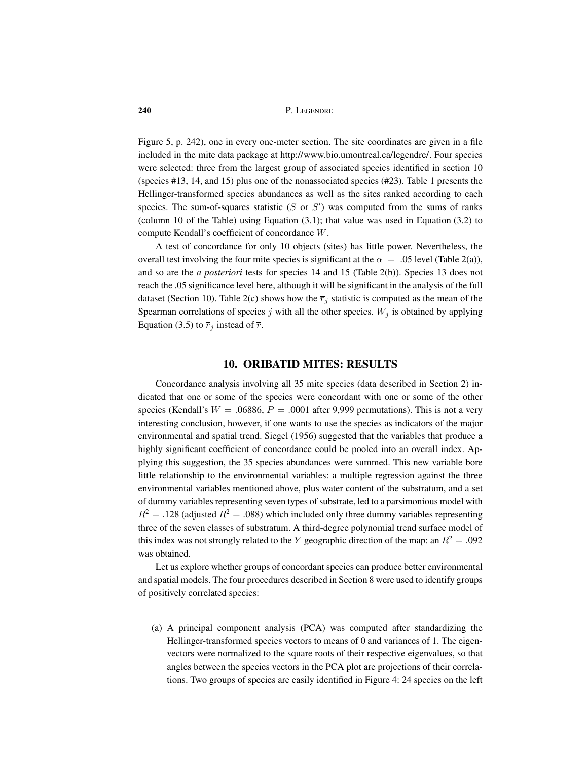Figure 5, p. 242), one in every one-meter section. The site coordinates are given in a file included in the mite data package at http://www.bio.umontreal.ca/legendre/. Four species were selected: three from the largest group of associated species identified in section 10 (species #13, 14, and 15) plus one of the nonassociated species (#23). Table 1 presents the Hellinger-transformed species abundances as well as the sites ranked according to each species. The sum-of-squares statistic ($S$ or $S'$) was computed from the sums of ranks (column 10 of the Table) using Equation (3.1); that value was used in Equation (3.2) to compute Kendall's coefficient of concordance $W$.

A test of concordance for only 10 objects (sites) has little power. Nevertheless, the overall test involving the four mite species is significant at the $\alpha = .05$ level (Table 2(a)), and so are the *a posteriori* tests for species 14 and 15 (Table 2(b)). Species 13 does not reach the .05 significance level here, although it will be significant in the analysis of the full dataset (Section 10). Table 2(c) shows how the $\overline{r}_j$ statistic is computed as the mean of the Spearman correlations of species $j$ with all the other species. $W_j$ is obtained by applying Equation (3.5) to $\overline{r}_j$ instead of $\overline{r}$.

## 10. ORIBATID MITES: RESULTS

Concordance analysis involving all 35 mite species (data described in Section 2) indicated that one or some of the species were concordant with one or some of the other species (Kendall's $W = .06886$, $P = .0001$ after 9,999 permutations). This is not a very interesting conclusion, however, if one wants to use the species as indicators of the major environmental and spatial trend. Siegel (1956) suggested that the variables that produce a highly significant coefficient of concordance could be pooled into an overall index. Applying this suggestion, the 35 species abundances were summed. This new variable bore little relationship to the environmental variables: a multiple regression against the three environmental variables mentioned above, plus water content of the substratum, and a set of dummy variables representing seven types of substrate, led to a parsimonious model with $R^2 = .128$ (adjusted $R^2 = .088$) which included only three dummy variables representing three of the seven classes of substratum. A third-degree polynomial trend surface model of this index was not strongly related to the $Y$ geographic direction of the map: an $R^2 = .092$ was obtained.

Let us explore whether groups of concordant species can produce better environmental and spatial models. The four procedures described in Section 8 were used to identify groups of positively correlated species:

(a) A principal component analysis (PCA) was computed after standardizing the Hellinger-transformed species vectors to means of 0 and variances of 1. The eigenvectors were normalized to the square roots of their respective eigenvalues, so that angles between the species vectors in the PCA plot are projections of their correlations. Two groups of species are easily identified in Figure 4: 24 species on the left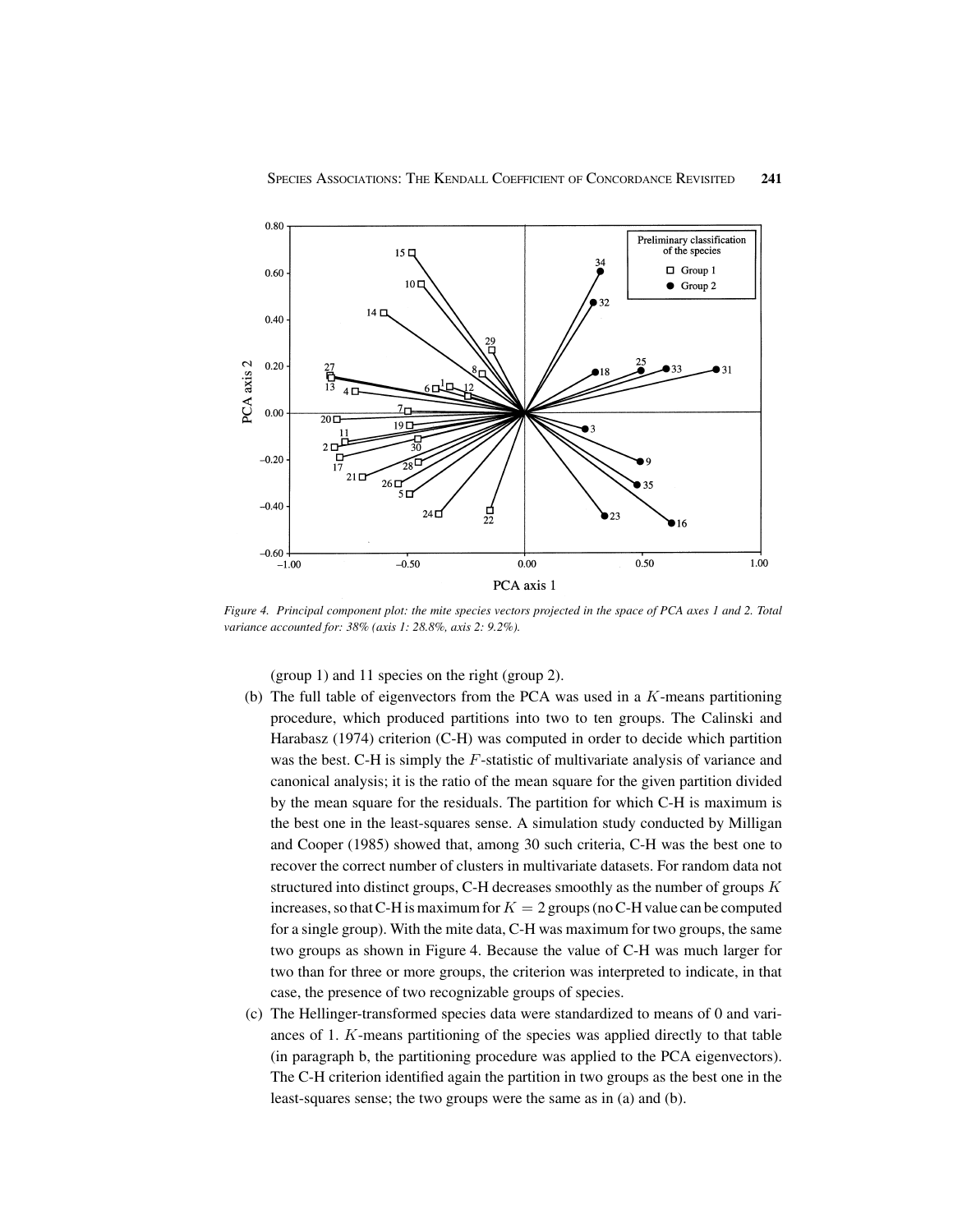Figure 4. Principal component plot: the mite species vectors projected in the space of PCA axes 1 and 2. Total variance accounted for: 38% (axis 1: 28.8%, axis 2: 9.2%).

(group 1) and 11 species on the right (group 2).

(b) The full table of eigenvectors from the PCA was used in a $K$-means partitioning procedure, which produced partitions into two to ten groups. The Calinski and Harabasz (1974) criterion (C-H) was computed in order to decide which partition was the best. C-H is simply the $F$-statistic of multivariate analysis of variance and canonical analysis; it is the ratio of the mean square for the given partition divided by the mean square for the residuals. The partition for which C-H is maximum is the best one in the least-squares sense. A simulation study conducted by Milligan and Cooper (1985) showed that, among 30 such criteria, C-H was the best one to recover the correct number of clusters in multivariate datasets. For random data not structured into distinct groups, C-H decreases smoothly as the number of groups $K$ increases, so that C-H is maximum for $K = 2$ groups (no C-H value can be computed for a single group). With the mite data, C-H was maximum for two groups, the same two groups as shown in Figure 4. Because the value of C-H was much larger for two than for three or more groups, the criterion was interpreted to indicate, in that case, the presence of two recognizable groups of species.

(c) The Hellinger-transformed species data were standardized to means of 0 and variances of 1. $K$-means partitioning of the species was applied directly to that table (in paragraph b, the partitioning procedure was applied to the PCA eigenvectors). The C-H criterion identified again the partition in two groups as the best one in the least-squares sense; the two groups were the same as in (a) and (b).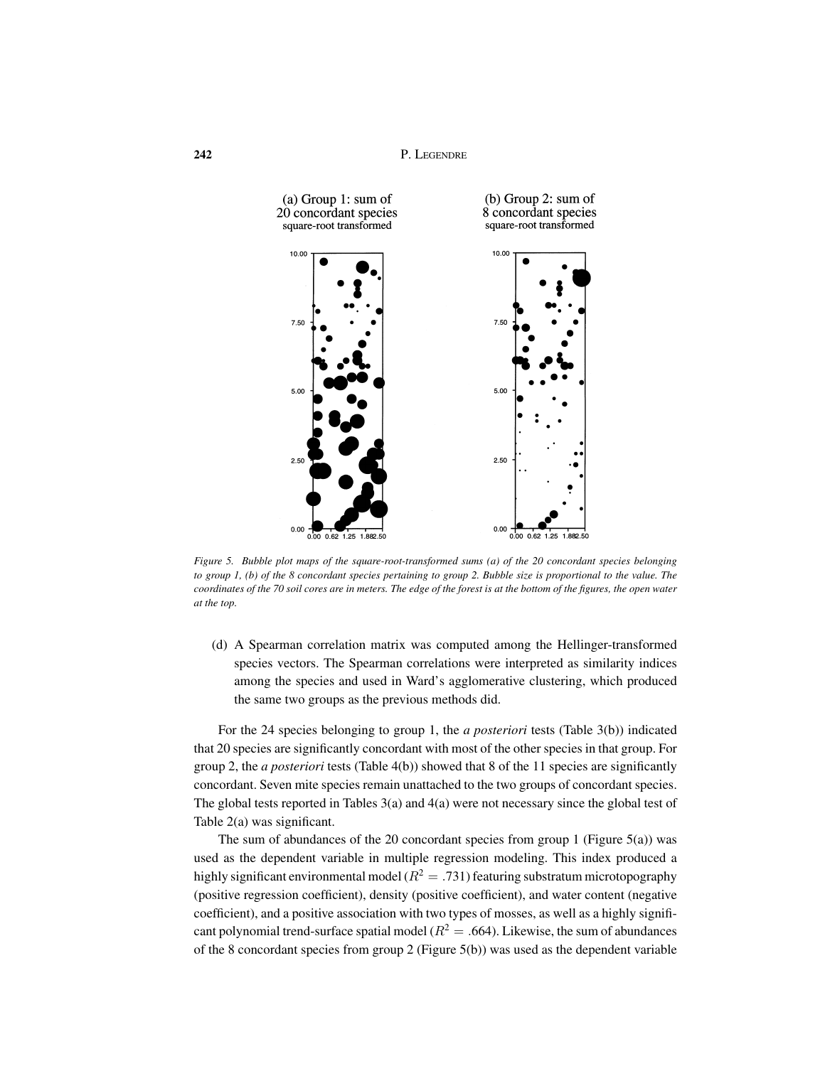Figure 5. Bubble plot maps of the square-root-transformed sums (a) of the 20 concordant species belonging to group 1, (b) of the 8 concordant species pertaining to group 2. Bubble size is proportional to the value. The coordinates of the 70 soil cores are in meters. The edge of the forest is at the bottom of the figures, the open water at the top.

(d) A Spearman correlation matrix was computed among the Hellinger-transformed species vectors. The Spearman correlations were interpreted as similarity indices among the species and used in Ward's agglomerative clustering, which produced the same two groups as the previous methods did.

For the 24 species belonging to group 1, the *a posteriori* tests (Table 3(b)) indicated that 20 species are significantly concordant with most of the other species in that group. For group 2, the *a posteriori* tests (Table 4(b)) showed that 8 of the 11 species are significantly concordant. Seven mite species remain unattached to the two groups of concordant species. The global tests reported in Tables 3(a) and 4(a) were not necessary since the global test of Table 2(a) was significant.

The sum of abundances of the 20 concordant species from group 1 (Figure 5(a)) was used as the dependent variable in multiple regression modeling. This index produced a highly significant environmental model ($R^2 = .731$) featuring substratum microtopography (positive regression coefficient), density (positive coefficient), and water content (negative coefficient), and a positive association with two types of mosses, as well as a highly significant polynomial trend-surface spatial model ($R^2 = .664$). Likewise, the sum of abundances of the 8 concordant species from group 2 (Figure 5(b)) was used as the dependent variable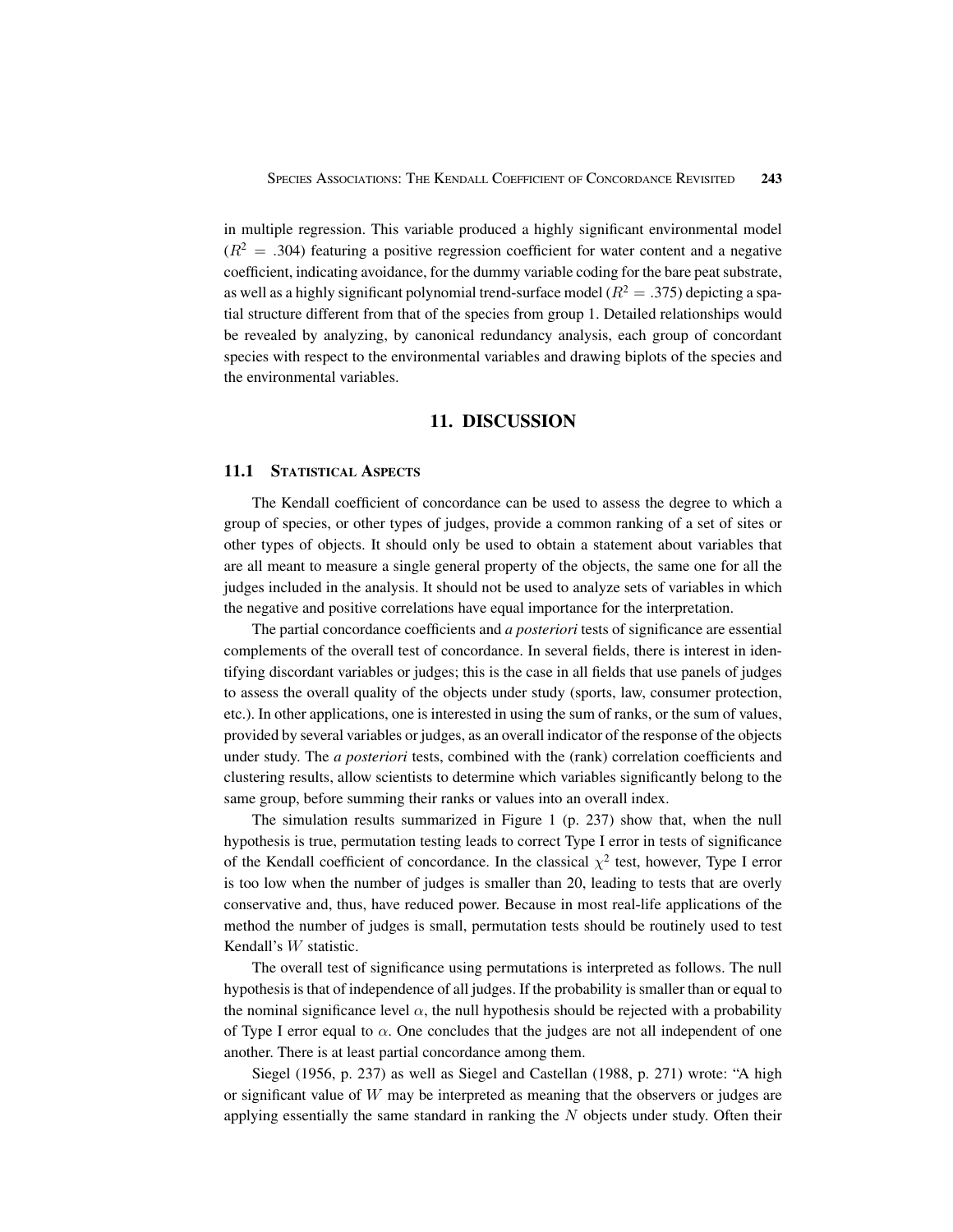in multiple regression. This variable produced a highly significant environmental model ($R^2 = .304$) featuring a positive regression coefficient for water content and a negative coefficient, indicating avoidance, for the dummy variable coding for the bare peat substrate, as well as a highly significant polynomial trend-surface model ($R^2 = .375$) depicting a spatial structure different from that of the species from group 1. Detailed relationships would be revealed by analyzing, by canonical redundancy analysis, each group of concordant species with respect to the environmental variables and drawing biplots of the species and the environmental variables.

## 11. DISCUSSION

### 11.1 Statistical Aspects

The Kendall coefficient of concordance can be used to assess the degree to which a group of species, or other types of judges, provide a common ranking of a set of sites or other types of objects. It should only be used to obtain a statement about variables that are all meant to measure a single general property of the objects, the same one for all the judges included in the analysis. It should not be used to analyze sets of variables in which the negative and positive correlations have equal importance for the interpretation.

The partial concordance coefficients and *a posteriori* tests of significance are essential complements of the overall test of concordance. In several fields, there is interest in identifying discordant variables or judges; this is the case in all fields that use panels of judges to assess the overall quality of the objects under study (sports, law, consumer protection, etc.). In other applications, one is interested in using the sum of ranks, or the sum of values, provided by several variables or judges, as an overall indicator of the response of the objects under study. The *a posteriori* tests, combined with the (rank) correlation coefficients and clustering results, allow scientists to determine which variables significantly belong to the same group, before summing their ranks or values into an overall index.

The simulation results summarized in Figure 1 (p. 237) show that, when the null hypothesis is true, permutation testing leads to correct Type I error in tests of significance of the Kendall coefficient of concordance. In the classical $\chi^2$ test, however, Type I error is too low when the number of judges is smaller than 20, leading to tests that are overly conservative and, thus, have reduced power. Because in most real-life applications of the method the number of judges is small, permutation tests should be routinely used to test Kendall's $W$ statistic.

The overall test of significance using permutations is interpreted as follows. The null hypothesis is that of independence of all judges. If the probability is smaller than or equal to the nominal significance level $\alpha$, the null hypothesis should be rejected with a probability of Type I error equal to $\alpha$. One concludes that the judges are not all independent of one another. There is at least partial concordance among them.

Siegel (1956, p. 237) as well as Siegel and Castellan (1988, p. 271) wrote: "A high or significant value of $W$ may be interpreted as meaning that the observers or judges are applying essentially the same standard in ranking the $N$ objects under study. Often their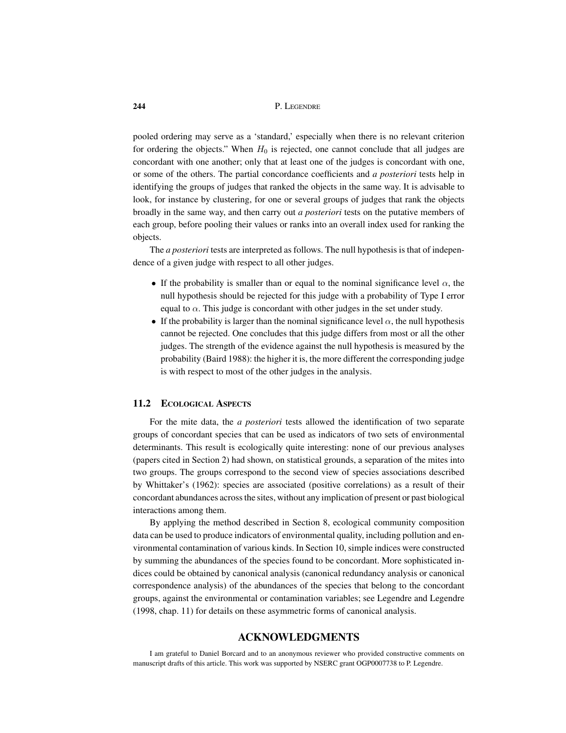pooled ordering may serve as a 'standard,' especially when there is no relevant criterion for ordering the objects." When $H_0$ is rejected, one cannot conclude that all judges are concordant with one another; only that at least one of the judges is concordant with one, or some of the others. The partial concordance coefficients and *a posteriori* tests help in identifying the groups of judges that ranked the objects in the same way. It is advisable to look, for instance by clustering, for one or several groups of judges that rank the objects broadly in the same way, and then carry out *a posteriori* tests on the putative members of each group, before pooling their values or ranks into an overall index used for ranking the objects.

The *a posteriori* tests are interpreted as follows. The null hypothesis is that of independence of a given judge with respect to all other judges.

- If the probability is smaller than or equal to the nominal significance level $\alpha$, the null hypothesis should be rejected for this judge with a probability of Type I error equal to $\alpha$. This judge is concordant with other judges in the set under study.
- If the probability is larger than the nominal significance level $\alpha$, the null hypothesis cannot be rejected. One concludes that this judge differs from most or all the other judges. The strength of the evidence against the null hypothesis is measured by the probability (Baird 1988): the higher it is, the more different the corresponding judge is with respect to most of the other judges in the analysis.

## 11.2 Ecological Aspects

For the mite data, the *a posteriori* tests allowed the identification of two separate groups of concordant species that can be used as indicators of two sets of environmental determinants. This result is ecologically quite interesting: none of our previous analyses (papers cited in Section 2) had shown, on statistical grounds, a separation of the mites into two groups. The groups correspond to the second view of species associations described by Whittaker's (1962): species are associated (positive correlations) as a result of their concordant abundances across the sites, without any implication of present or past biological interactions among them.

By applying the method described in Section 8, ecological community composition data can be used to produce indicators of environmental quality, including pollution and environmental contamination of various kinds. In Section 10, simple indices were constructed by summing the abundances of the species found to be concordant. More sophisticated indices could be obtained by canonical analysis (canonical redundancy analysis or canonical correspondence analysis) of the abundances of the species that belong to the concordant groups, against the environmental or contamination variables; see Legendre and Legendre (1998, chap. 11) for details on these asymmetric forms of canonical analysis.

# ACKNOWLEDGMENTS

I am grateful to Daniel Borcard and to an anonymous reviewer who provided constructive comments on manuscript drafts of this article. This work was supported by NSERC grant OGP0007738 to P. Legendre.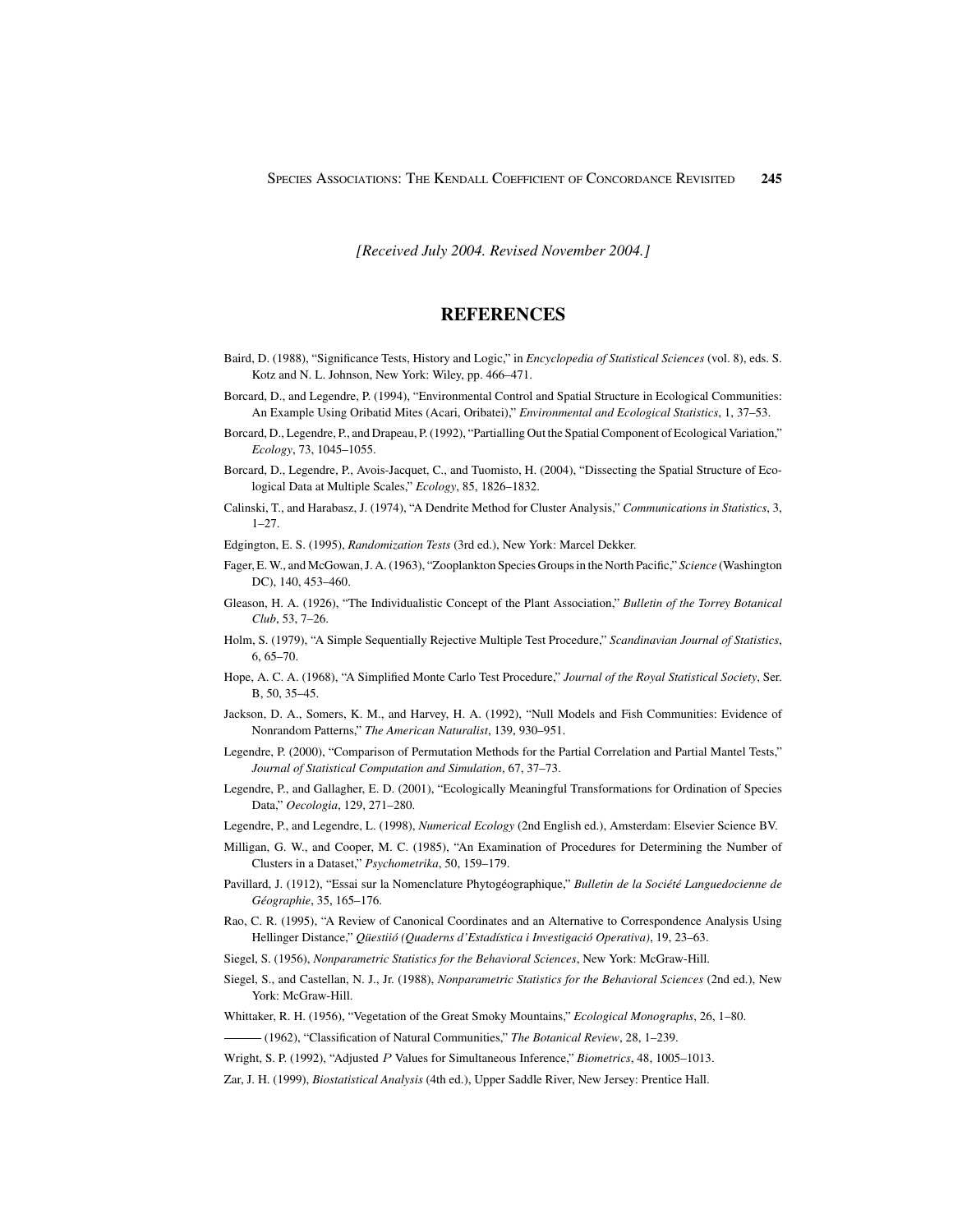*[Received July 2004. Revised November 2004.]*

## REFERENCES

Baird, D. (1988), "Significance Tests, History and Logic," in *Encyclopedia of Statistical Sciences* (vol. 8), eds. S. Kotz and N. L. Johnson, New York: Wiley, pp. 466–471.

Borcard, D., and Legendre, P. (1994), "Environmental Control and Spatial Structure in Ecological Communities: An Example Using Oribatid Mites (Acari, Oribatei)," *Environmental and Ecological Statistics*, 1, 37–53.

Borcard, D., Legendre, P., and Drapeau, P. (1992), "Partialling Out the Spatial Component of Ecological Variation," *Ecology*, 73, 1045–1055.

Borcard, D., Legendre, P., Avois-Jacquet, C., and Tuomisto, H. (2004), "Dissecting the Spatial Structure of Ecological Data at Multiple Scales," *Ecology*, 85, 1826–1832.

Calinski, T., and Harabasz, J. (1974), "A Dendrite Method for Cluster Analysis," *Communications in Statistics*, 3, 1–27.

Edgington, E. S. (1995), *Randomization Tests* (3rd ed.), New York: Marcel Dekker.

Fager, E. W., and McGowan, J. A. (1963), "Zooplankton Species Groups in the North Pacific," *Science* (Washington DC), 140, 453–460.

Gleason, H. A. (1926), "The Individualistic Concept of the Plant Association," *Bulletin of the Torrey Botanical Club*, 53, 7–26.

Holm, S. (1979), "A Simple Sequentially Rejective Multiple Test Procedure," *Scandinavian Journal of Statistics*, 6, 65–70.

Hope, A. C. A. (1968), "A Simplified Monte Carlo Test Procedure," *Journal of the Royal Statistical Society*, Ser. B, 50, 35–45.

Jackson, D. A., Somers, K. M., and Harvey, H. A. (1992), "Null Models and Fish Communities: Evidence of Nonrandom Patterns," *The American Naturalist*, 139, 930–951.

Legendre, P. (2000), "Comparison of Permutation Methods for the Partial Correlation and Partial Mantel Tests," *Journal of Statistical Computation and Simulation*, 67, 37–73.

Legendre, P., and Gallagher, E. D. (2001), "Ecologically Meaningful Transformations for Ordination of Species Data," *Oecologia*, 129, 271–280.

Legendre, P., and Legendre, L. (1998), *Numerical Ecology* (2nd English ed.), Amsterdam: Elsevier Science BV.

Milligan, G. W., and Cooper, M. C. (1985), "An Examination of Procedures for Determining the Number of Clusters in a Dataset," *Psychometrika*, 50, 159–179.

Pavillard, J. (1912), "Essai sur la Nomenclature Phytogéographique," *Bulletin de la Société Languedocienne de Géographie*, 35, 165–176.

Rao, C. R. (1995), "A Review of Canonical Coordinates and an Alternative to Correspondence Analysis Using Hellinger Distance," *Qüestiió (Quaderns d'Estadística i Investigació Operativa)*, 19, 23–63.

Siegel, S. (1956), *Nonparametric Statistics for the Behavioral Sciences*, New York: McGraw-Hill.

Siegel, S., and Castellan, N. J., Jr. (1988), *Nonparametric Statistics for the Behavioral Sciences* (2nd ed.), New York: McGraw-Hill.

Whittaker, R. H. (1956), "Vegetation of the Great Smoky Mountains," *Ecological Monographs*, 26, 1–80.

——— (1962), "Classification of Natural Communities," *The Botanical Review*, 28, 1–239.

Wright, S. P. (1992), "Adjusted $P$ Values for Simultaneous Inference," *Biometrics*, 48, 1005–1013.

Zar, J. H. (1999), *Biostatistical Analysis* (4th ed.), Upper Saddle River, New Jersey: Prentice Hall.